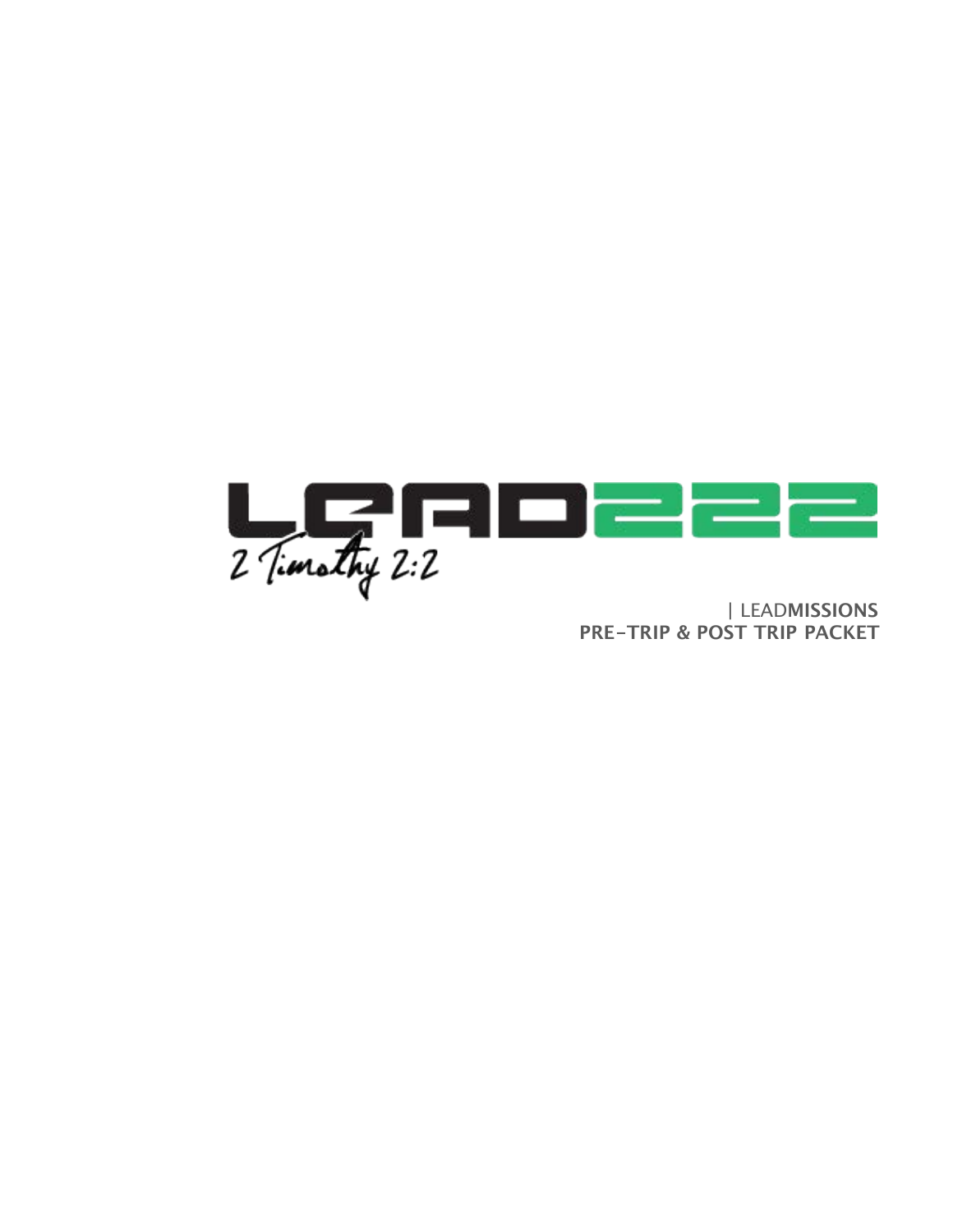# LEAD222

2 Timothy 2:2

| LEAD**MISSIONS**

**PRE-TRIP & POST TRIP PACKET**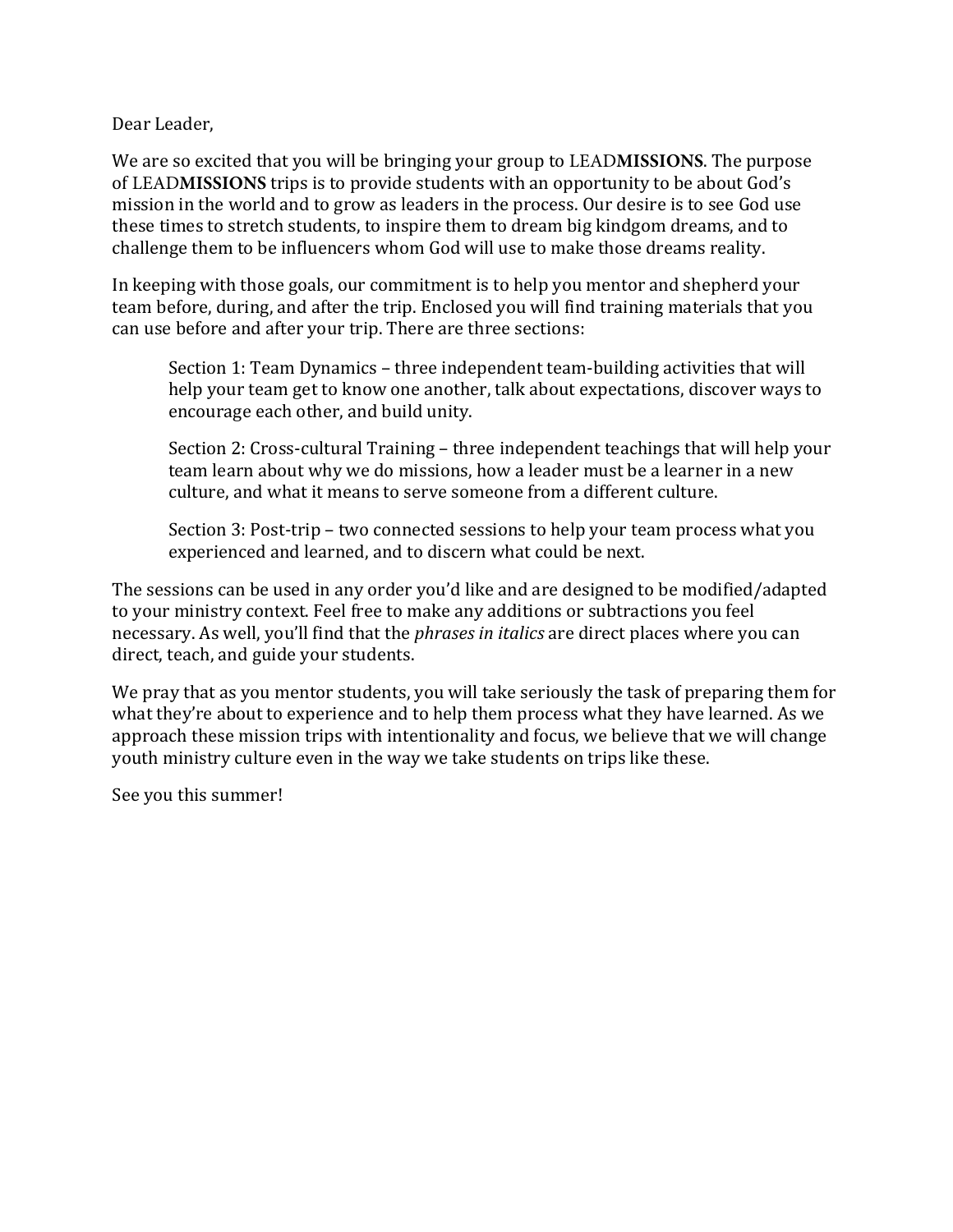Dear Leader,

We are so excited that you will be bringing your group to LEAD**MISSIONS**. The purpose of LEAD**MISSIONS** trips is to provide students with an opportunity to be about God's mission in the world and to grow as leaders in the process. Our desire is to see God use these times to stretch students, to inspire them to dream big kindgom dreams, and to challenge them to be influencers whom God will use to make those dreams reality.

In keeping with those goals, our commitment is to help you mentor and shepherd your team before, during, and after the trip. Enclosed you will find training materials that you can use before and after your trip. There are three sections:

> Section 1: Team Dynamics – three independent team-building activities that will help your team get to know one another, talk about expectations, discover ways to encourage each other, and build unity.
>
> Section 2: Cross-cultural Training – three independent teachings that will help your team learn about why we do missions, how a leader must be a learner in a new culture, and what it means to serve someone from a different culture.
>
> Section 3: Post-trip – two connected sessions to help your team process what you experienced and learned, and to discern what could be next.

The sessions can be used in any order you'd like and are designed to be modified/adapted to your ministry context. Feel free to make any additions or subtractions you feel necessary. As well, you'll find that the *phrases in italics* are direct places where you can direct, teach, and guide your students.

We pray that as you mentor students, you will take seriously the task of preparing them for what they're about to experience and to help them process what they have learned. As we approach these mission trips with intentionality and focus, we believe that we will change youth ministry culture even in the way we take students on trips like these.

See you this summer!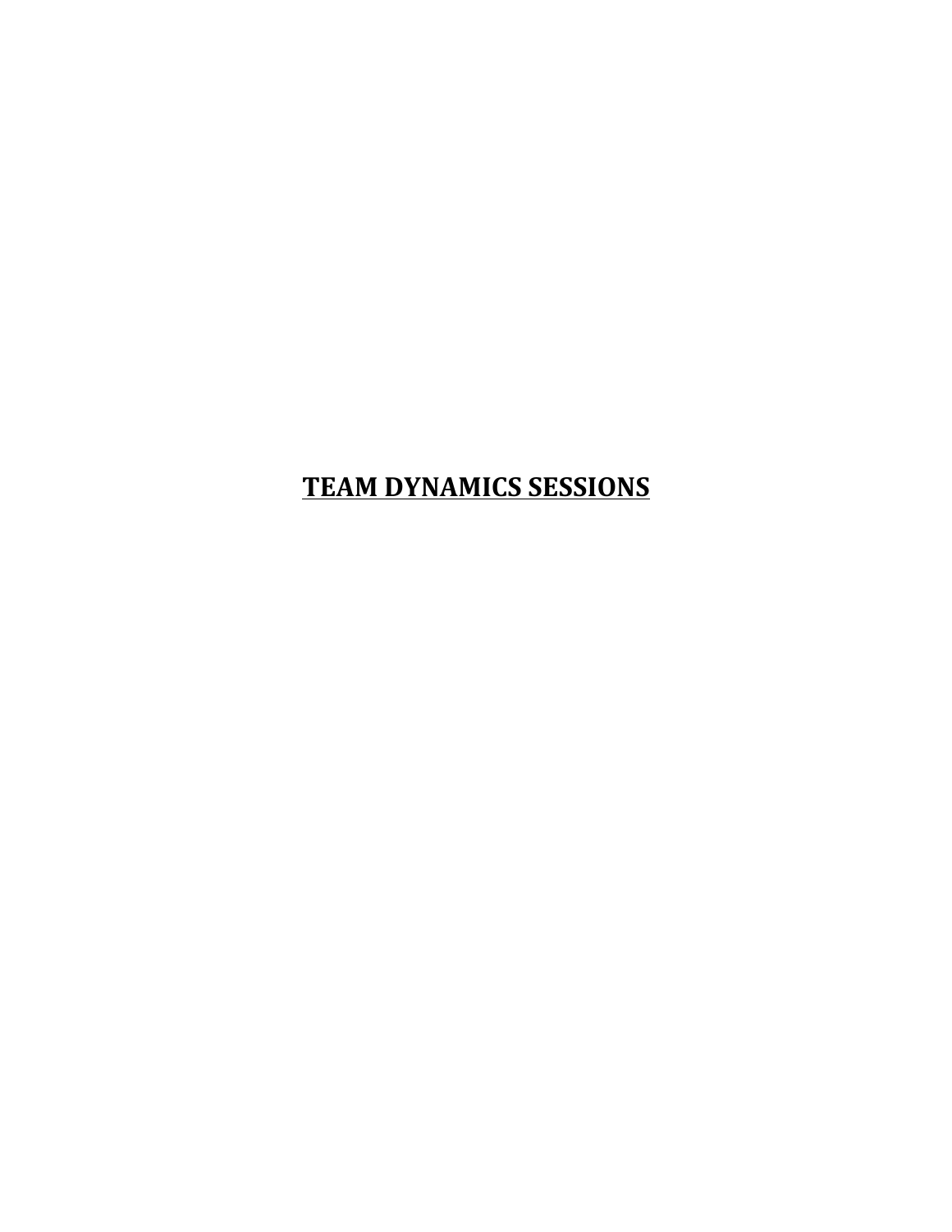# TEAM DYNAMICS SESSIONS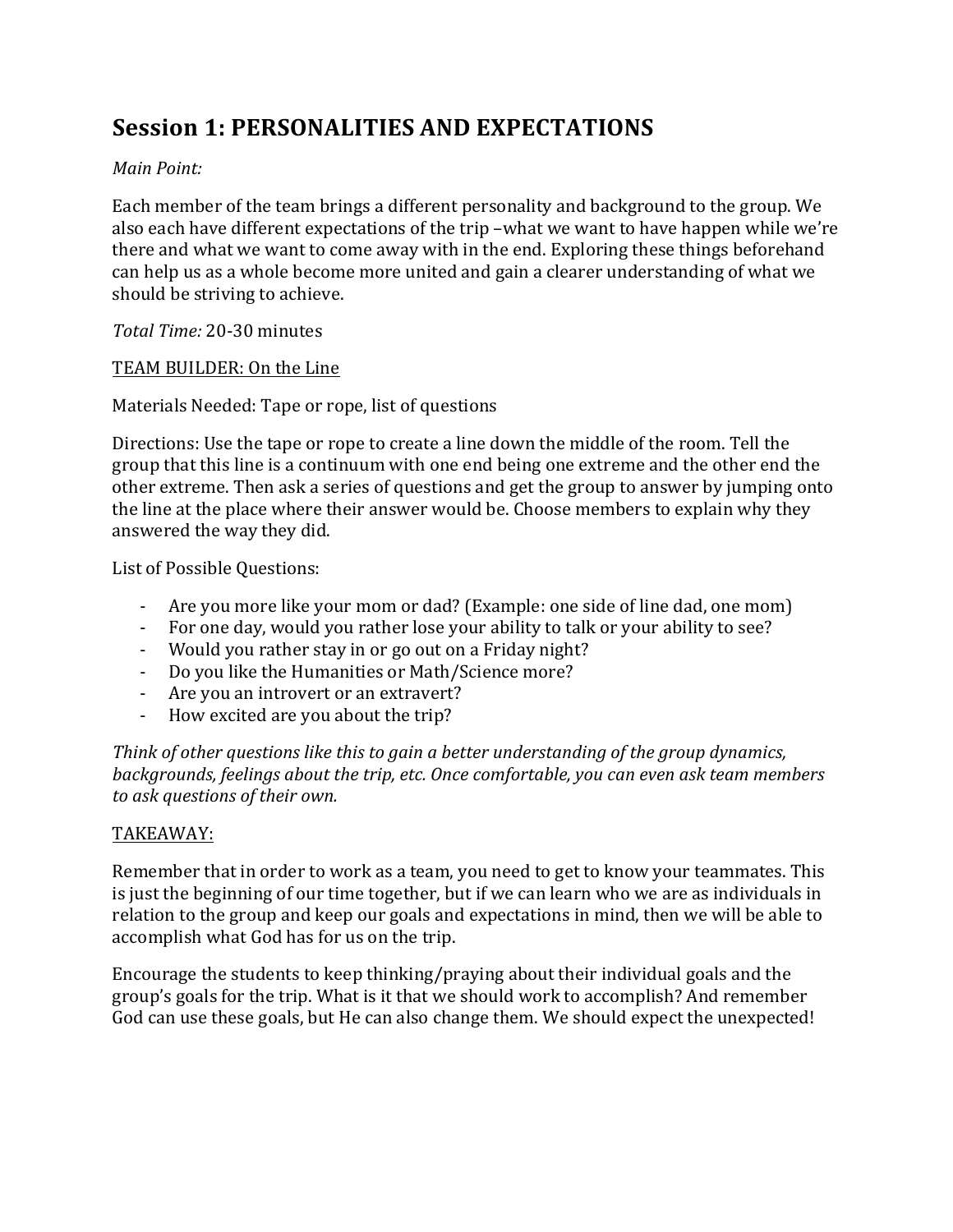## Session 1: PERSONALITIES AND EXPECTATIONS

*Main Point:*

Each member of the team brings a different personality and background to the group. We also each have different expectations of the trip –what we want to have happen while we're there and what we want to come away with in the end. Exploring these things beforehand can help us as a whole become more united and gain a clearer understanding of what we should be striving to achieve.

*Total Time:* 20-30 minutes

<u>TEAM BUILDER: On the Line</u>

Materials Needed: Tape or rope, list of questions

Directions: Use the tape or rope to create a line down the middle of the room. Tell the group that this line is a continuum with one end being one extreme and the other end the other extreme. Then ask a series of questions and get the group to answer by jumping onto the line at the place where their answer would be. Choose members to explain why they answered the way they did.

List of Possible Questions:

- Are you more like your mom or dad? (Example: one side of line dad, one mom)
- For one day, would you rather lose your ability to talk or your ability to see?
- Would you rather stay in or go out on a Friday night?
- Do you like the Humanities or Math/Science more?
- Are you an introvert or an extravert?
- How excited are you about the trip?

*Think of other questions like this to gain a better understanding of the group dynamics, backgrounds, feelings about the trip, etc. Once comfortable, you can even ask team members to ask questions of their own.*

<u>TAKEAWAY:</u>

Remember that in order to work as a team, you need to get to know your teammates. This is just the beginning of our time together, but if we can learn who we are as individuals in relation to the group and keep our goals and expectations in mind, then we will be able to accomplish what God has for us on the trip.

Encourage the students to keep thinking/praying about their individual goals and the group's goals for the trip. What is it that we should work to accomplish? And remember God can use these goals, but He can also change them. We should expect the unexpected!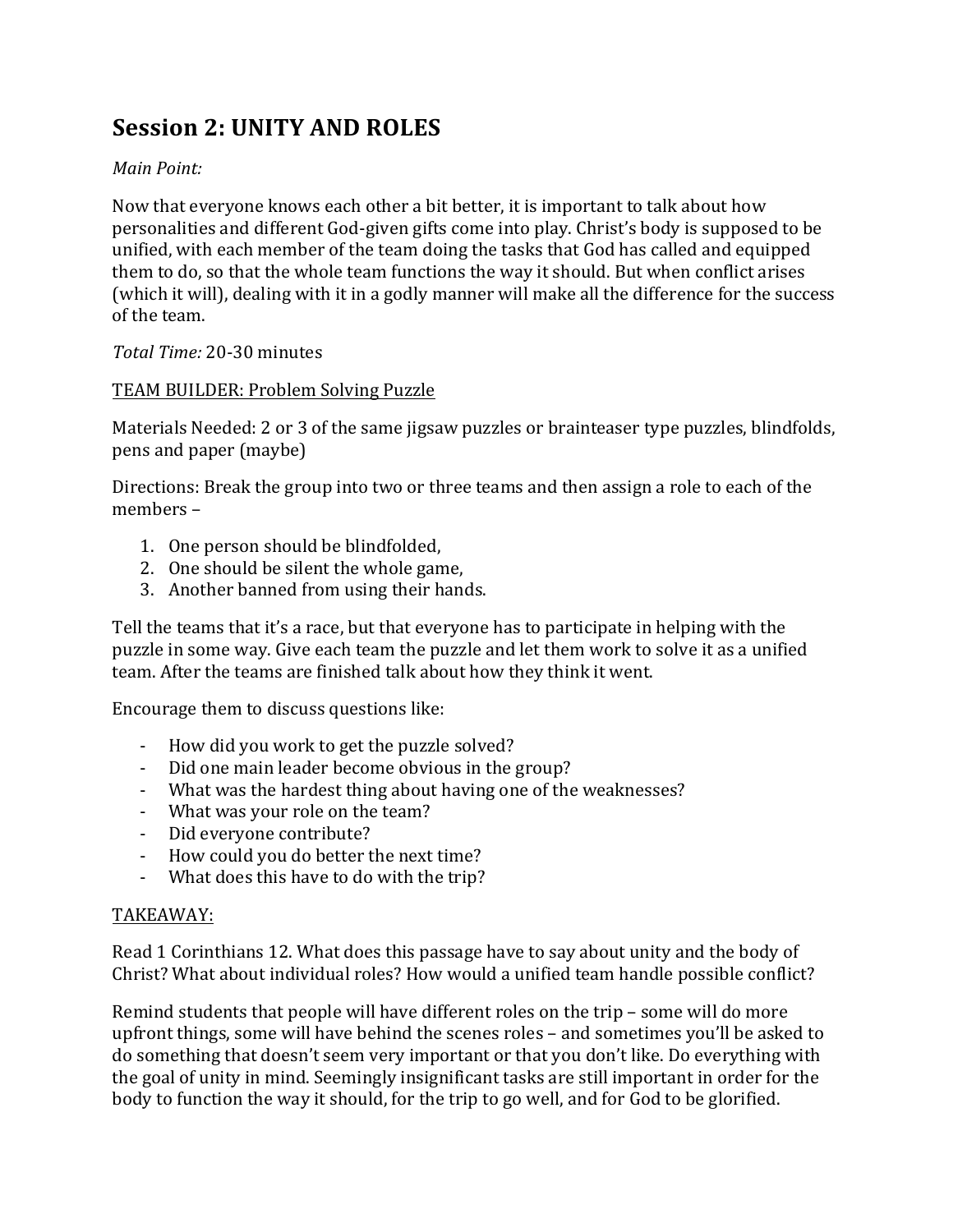## Session 2: UNITY AND ROLES

*Main Point:*

Now that everyone knows each other a bit better, it is important to talk about how personalities and different God-given gifts come into play. Christ's body is supposed to be unified, with each member of the team doing the tasks that God has called and equipped them to do, so that the whole team functions the way it should. But when conflict arises (which it will), dealing with it in a godly manner will make all the difference for the success of the team.

*Total Time:* 20-30 minutes

<u>TEAM BUILDER: Problem Solving Puzzle</u>

Materials Needed: 2 or 3 of the same jigsaw puzzles or brainteaser type puzzles, blindfolds, pens and paper (maybe)

Directions: Break the group into two or three teams and then assign a role to each of the members –

1. One person should be blindfolded,
2. One should be silent the whole game,
3. Another banned from using their hands.

Tell the teams that it's a race, but that everyone has to participate in helping with the puzzle in some way. Give each team the puzzle and let them work to solve it as a unified team. After the teams are finished talk about how they think it went.

Encourage them to discuss questions like:

- How did you work to get the puzzle solved?
- Did one main leader become obvious in the group?
- What was the hardest thing about having one of the weaknesses?
- What was your role on the team?
- Did everyone contribute?
- How could you do better the next time?
- What does this have to do with the trip?

<u>TAKEAWAY:</u>

Read 1 Corinthians 12. What does this passage have to say about unity and the body of Christ? What about individual roles? How would a unified team handle possible conflict?

Remind students that people will have different roles on the trip – some will do more upfront things, some will have behind the scenes roles – and sometimes you'll be asked to do something that doesn't seem very important or that you don't like. Do everything with the goal of unity in mind. Seemingly insignificant tasks are still important in order for the body to function the way it should, for the trip to go well, and for God to be glorified.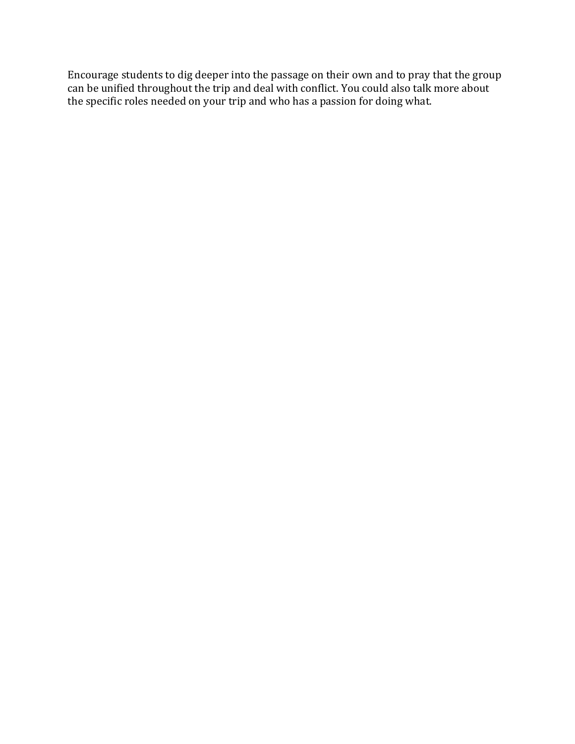Encourage students to dig deeper into the passage on their own and to pray that the group can be unified throughout the trip and deal with conflict. You could also talk more about the specific roles needed on your trip and who has a passion for doing what.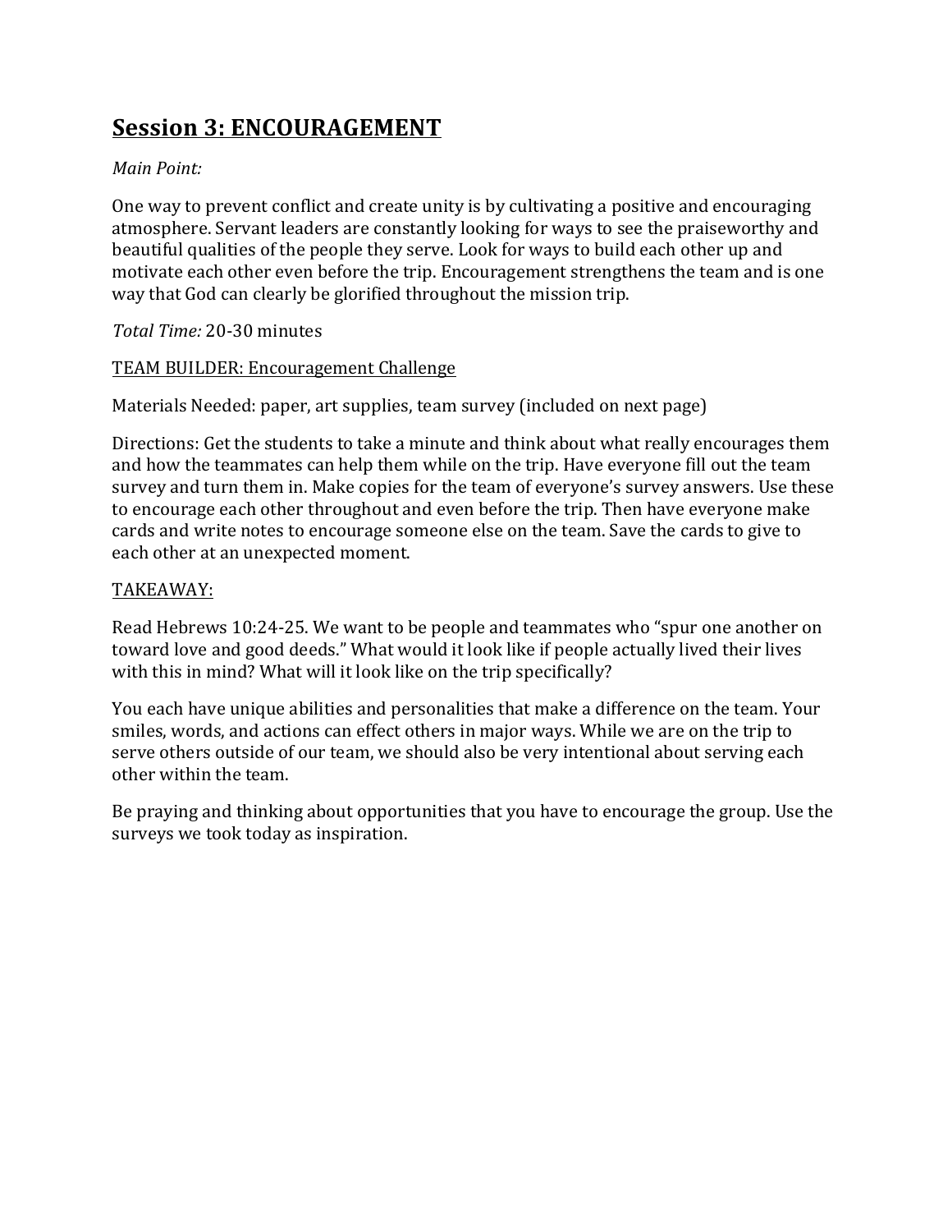## Session 3: ENCOURAGEMENT

*Main Point:*

One way to prevent conflict and create unity is by cultivating a positive and encouraging atmosphere. Servant leaders are constantly looking for ways to see the praiseworthy and beautiful qualities of the people they serve. Look for ways to build each other up and motivate each other even before the trip. Encouragement strengthens the team and is one way that God can clearly be glorified throughout the mission trip.

*Total Time:* 20-30 minutes

<u>TEAM BUILDER: Encouragement Challenge</u>

Materials Needed: paper, art supplies, team survey (included on next page)

Directions: Get the students to take a minute and think about what really encourages them and how the teammates can help them while on the trip. Have everyone fill out the team survey and turn them in. Make copies for the team of everyone's survey answers. Use these to encourage each other throughout and even before the trip. Then have everyone make cards and write notes to encourage someone else on the team. Save the cards to give to each other at an unexpected moment.

<u>TAKEAWAY:</u>

Read Hebrews 10:24-25. We want to be people and teammates who "spur one another on toward love and good deeds." What would it look like if people actually lived their lives with this in mind? What will it look like on the trip specifically?

You each have unique abilities and personalities that make a difference on the team. Your smiles, words, and actions can effect others in major ways. While we are on the trip to serve others outside of our team, we should also be very intentional about serving each other within the team.

Be praying and thinking about opportunities that you have to encourage the group. Use the surveys we took today as inspiration.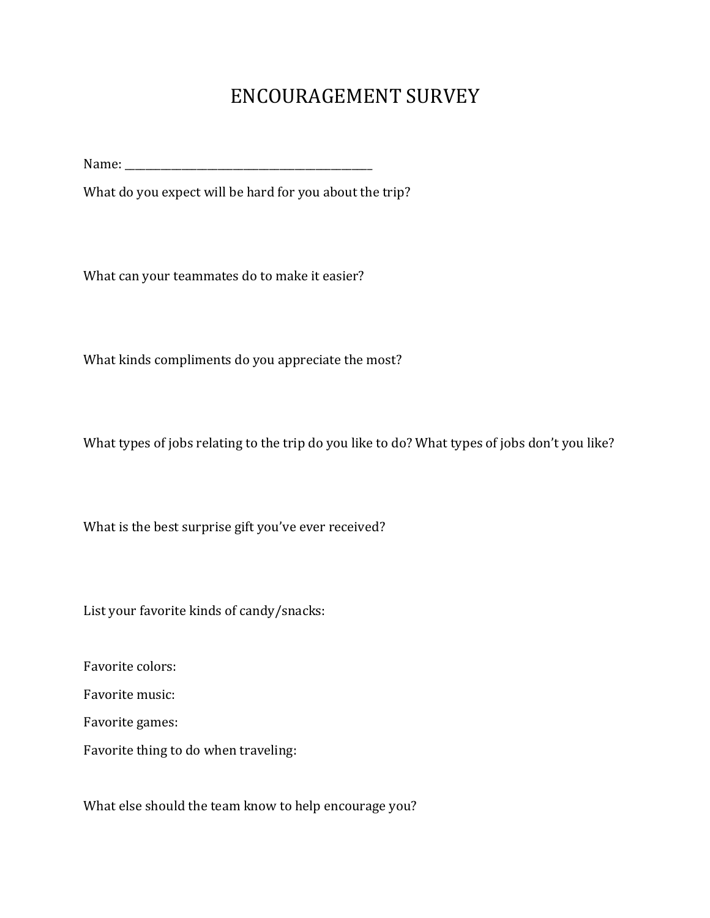# ENCOURAGEMENT SURVEY

Name: ___________________________________________

What do you expect will be hard for you about the trip?

What can your teammates do to make it easier?

What kinds compliments do you appreciate the most?

What types of jobs relating to the trip do you like to do? What types of jobs don't you like?

What is the best surprise gift you've ever received?

List your favorite kinds of candy/snacks:

Favorite colors:

Favorite music:

Favorite games:

Favorite thing to do when traveling:

What else should the team know to help encourage you?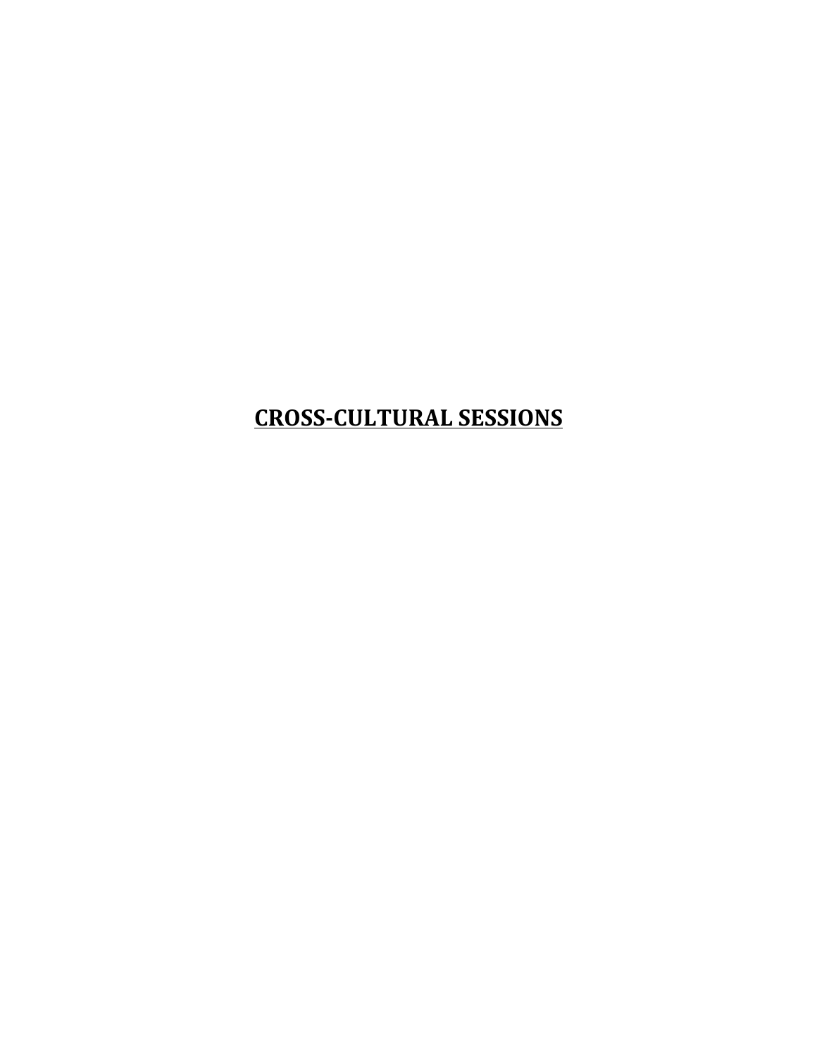# CROSS-CULTURAL SESSIONS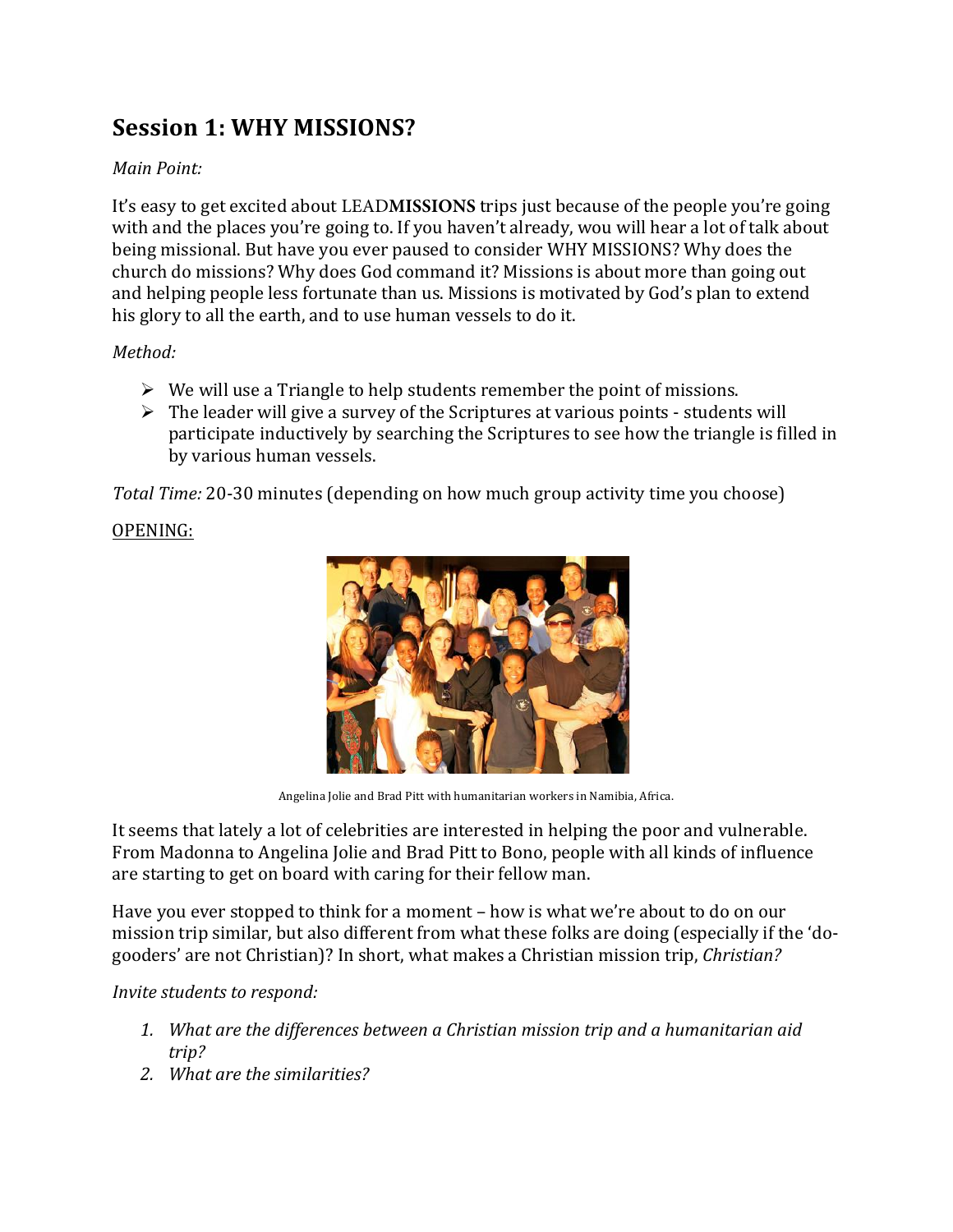## Session 1: WHY MISSIONS?

*Main Point:*

It's easy to get excited about LEAD**MISSIONS** trips just because of the people you're going with and the places you're going to. If you haven't already, wou will hear a lot of talk about being missional. But have you ever paused to consider WHY MISSIONS? Why does the church do missions? Why does God command it? Missions is about more than going out and helping people less fortunate than us. Missions is motivated by God's plan to extend his glory to all the earth, and to use human vessels to do it.

*Method:*

- We will use a Triangle to help students remember the point of missions.
- The leader will give a survey of the Scriptures at various points - students will participate inductively by searching the Scriptures to see how the triangle is filled in by various human vessels.

*Total Time:* 20-30 minutes (depending on how much group activity time you choose)

<u>OPENING:</u>

Angelina Jolie and Brad Pitt with humanitarian workers in Namibia, Africa.

It seems that lately a lot of celebrities are interested in helping the poor and vulnerable. From Madonna to Angelina Jolie and Brad Pitt to Bono, people with all kinds of influence are starting to get on board with caring for their fellow man.

Have you ever stopped to think for a moment – how is what we're about to do on our mission trip similar, but also different from what these folks are doing (especially if the 'do-gooders' are not Christian)? In short, what makes a Christian mission trip, *Christian?*

*Invite students to respond:*

1. *What are the differences between a Christian mission trip and a humanitarian aid trip?*
2. *What are the similarities?*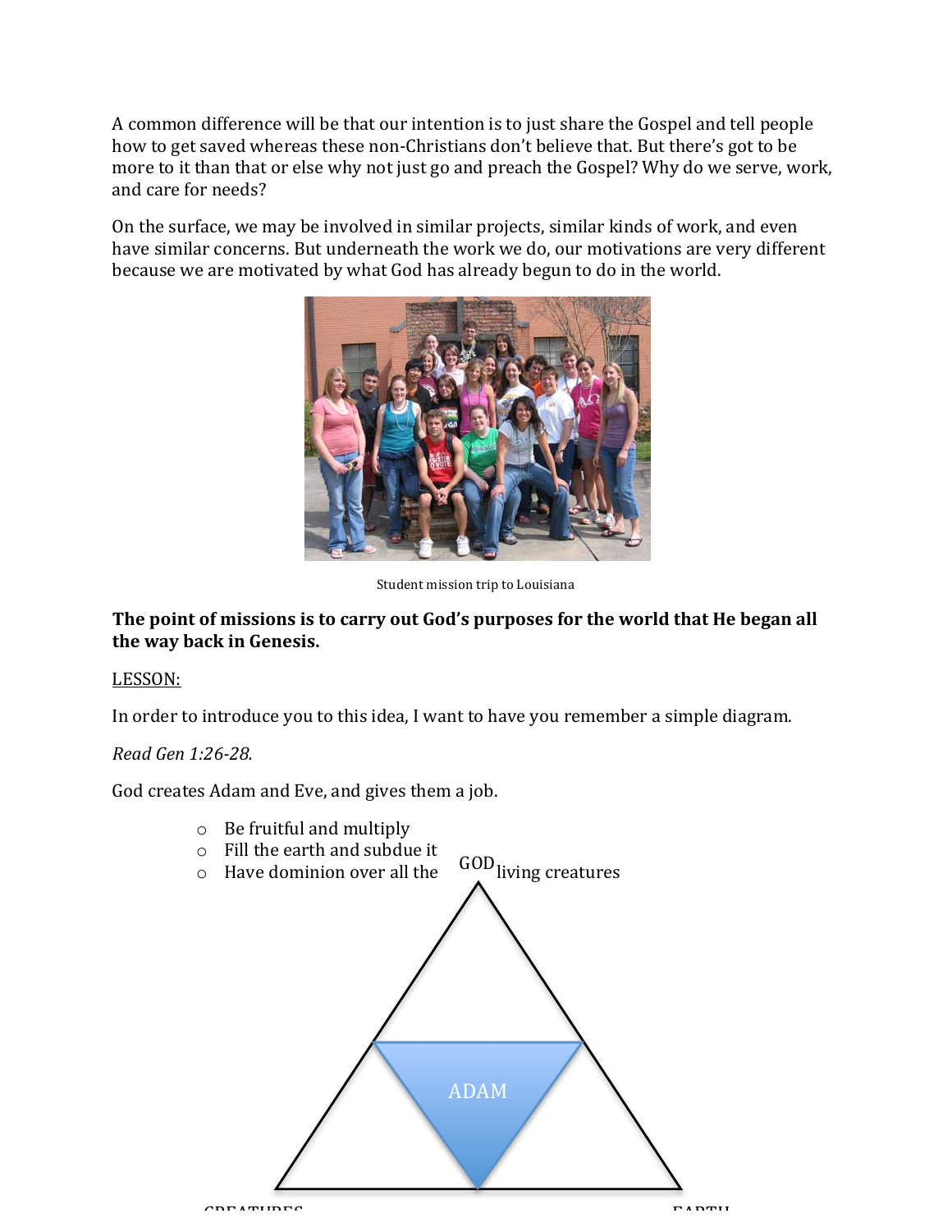A common difference will be that our intention is to just share the Gospel and tell people how to get saved whereas these non-Christians don't believe that. But there's got to be more to it than that or else why not just go and preach the Gospel? Why do we serve, work, and care for needs?

On the surface, we may be involved in similar projects, similar kinds of work, and even have similar concerns. But underneath the work we do, our motivations are very different because we are motivated by what God has already begun to do in the world.

Student mission trip to Louisiana

**The point of missions is to carry out God's purposes for the world that He began all the way back in Genesis.**

LESSON:

In order to introduce you to this idea, I want to have you remember a simple diagram.

*Read Gen 1:26-28.*

God creates Adam and Eve, and gives them a job.

- Be fruitful and multiply
- Fill the earth and subdue it
- Have dominion over all the living creatures

GOD

ADAM

CREATURES

EARTH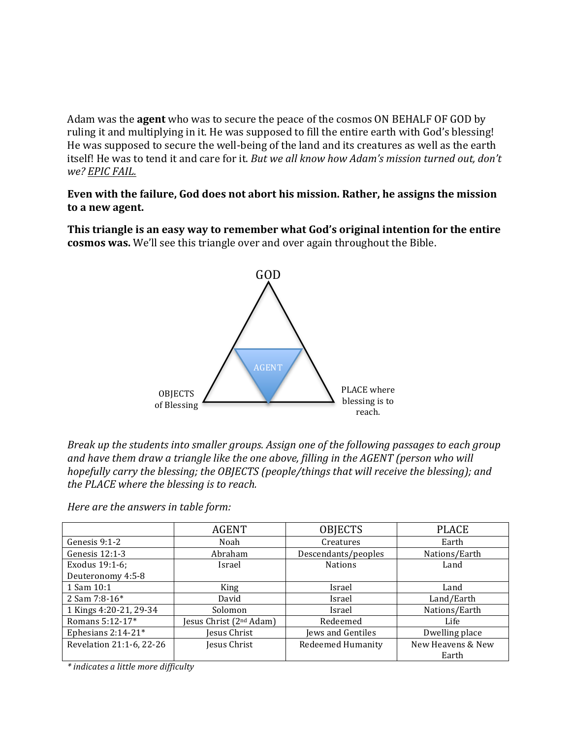Adam was the **agent** who was to secure the peace of the cosmos ON BEHALF OF GOD by ruling it and multiplying in it. He was supposed to fill the entire earth with God's blessing! He was supposed to secure the well-being of the land and its creatures as well as the earth itself! He was to tend it and care for it. *But we all know how Adam's mission turned out, don't we? <u>EPIC FAIL.</u>*

**Even with the failure, God does not abort his mission. Rather, he assigns the mission to a new agent.**

**This triangle is an easy way to remember what God's original intention for the entire cosmos was.** We'll see this triangle over and over again throughout the Bible.

GOD

AGENT

OBJECTS of Blessing

PLACE where blessing is to reach.

*Break up the students into smaller groups. Assign one of the following passages to each group and have them draw a triangle like the one above, filling in the AGENT (person who will hopefully carry the blessing; the OBJECTS (people/things that will receive the blessing); and the PLACE where the blessing is to reach.*

*Here are the answers in table form:*

| | AGENT | OBJECTS | PLACE |
|---|---|---|---|
| Genesis 9:1-2 | Noah | Creatures | Earth |
| Genesis 12:1-3 | Abraham | Descendants/peoples | Nations/Earth |
| Exodus 19:1-6; Deuteronomy 4:5-8 | Israel | Nations | Land |
| 1 Sam 10:1 | King | Israel | Land |
| 2 Sam 7:8-16* | David | Israel | Land/Earth |
| 1 Kings 4:20-21, 29-34 | Solomon | Israel | Nations/Earth |
| Romans 5:12-17* | Jesus Christ (2nd Adam) | Redeemed | Life |
| Ephesians 2:14-21* | Jesus Christ | Jews and Gentiles | Dwelling place |
| Revelation 21:1-6, 22-26 | Jesus Christ | Redeemed Humanity | New Heavens & New Earth |

*\* indicates a little more difficulty*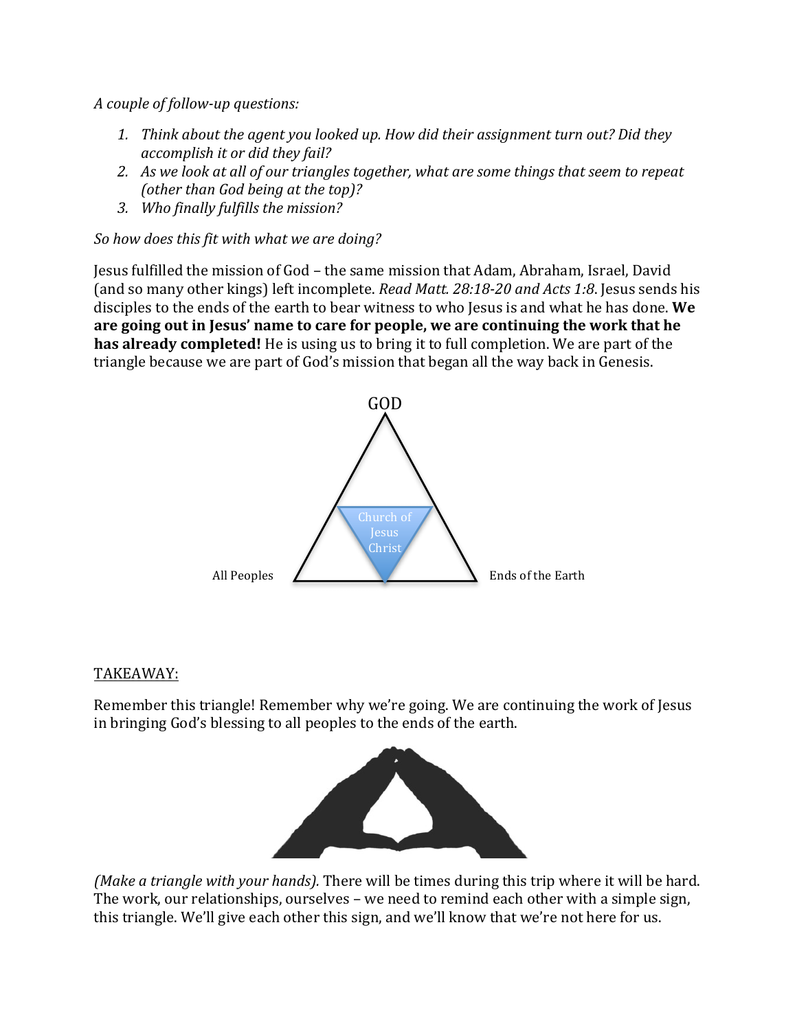*A couple of follow-up questions:*

1. *Think about the agent you looked up. How did their assignment turn out? Did they accomplish it or did they fail?*
2. *As we look at all of our triangles together, what are some things that seem to repeat (other than God being at the top)?*
3. *Who finally fulfills the mission?*

*So how does this fit with what we are doing?*

Jesus fulfilled the mission of God – the same mission that Adam, Abraham, Israel, David (and so many other kings) left incomplete. *Read Matt. 28:18-20 and Acts 1:8*. Jesus sends his disciples to the ends of the earth to bear witness to who Jesus is and what he has done. **We are going out in Jesus' name to care for people, we are continuing the work that he has already completed!** He is using us to bring it to full completion. We are part of the triangle because we are part of God's mission that began all the way back in Genesis.

GOD

Church of Jesus Christ

All Peoples

Ends of the Earth

TAKEAWAY:

Remember this triangle! Remember why we're going. We are continuing the work of Jesus in bringing God's blessing to all peoples to the ends of the earth.

*(Make a triangle with your hands).* There will be times during this trip where it will be hard. The work, our relationships, ourselves – we need to remind each other with a simple sign, this triangle. We'll give each other this sign, and we'll know that we're not here for us.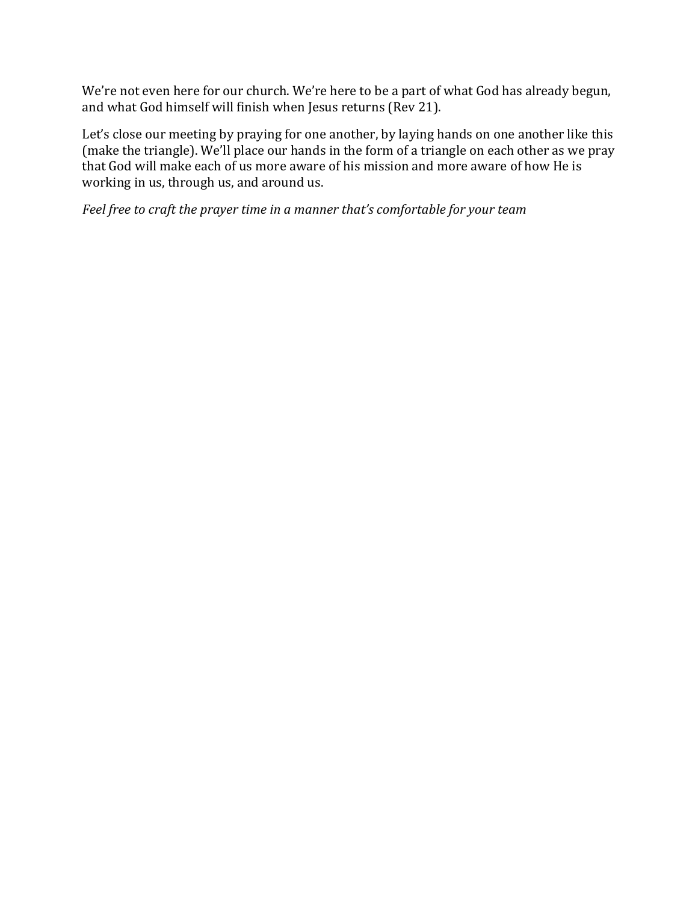We're not even here for our church. We're here to be a part of what God has already begun, and what God himself will finish when Jesus returns (Rev 21).

Let's close our meeting by praying for one another, by laying hands on one another like this (make the triangle). We'll place our hands in the form of a triangle on each other as we pray that God will make each of us more aware of his mission and more aware of how He is working in us, through us, and around us.

*Feel free to craft the prayer time in a manner that's comfortable for your team*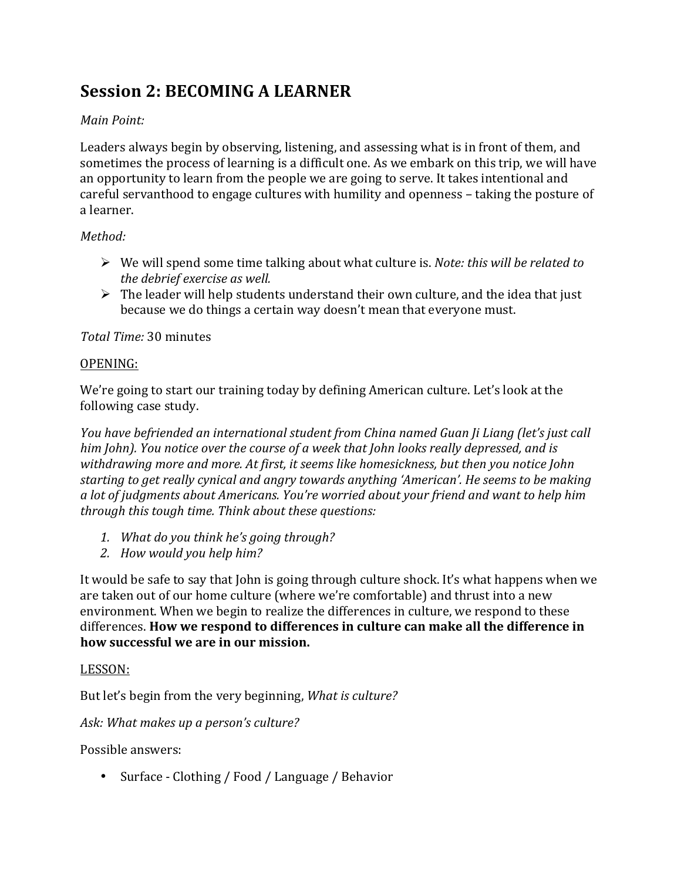## Session 2: BECOMING A LEARNER

*Main Point:*

Leaders always begin by observing, listening, and assessing what is in front of them, and sometimes the process of learning is a difficult one. As we embark on this trip, we will have an opportunity to learn from the people we are going to serve. It takes intentional and careful servanthood to engage cultures with humility and openness – taking the posture of a learner.

*Method:*

- We will spend some time talking about what culture is. *Note: this will be related to the debrief exercise as well.*
- The leader will help students understand their own culture, and the idea that just because we do things a certain way doesn't mean that everyone must.

*Total Time:* 30 minutes

<u>OPENING:</u>

We're going to start our training today by defining American culture. Let's look at the following case study.

*You have befriended an international student from China named Guan Ji Liang (let's just call him John). You notice over the course of a week that John looks really depressed, and is withdrawing more and more. At first, it seems like homesickness, but then you notice John starting to get really cynical and angry towards anything 'American'. He seems to be making a lot of judgments about Americans. You're worried about your friend and want to help him through this tough time. Think about these questions:*

1. *What do you think he's going through?*
2. *How would you help him?*

It would be safe to say that John is going through culture shock. It's what happens when we are taken out of our home culture (where we're comfortable) and thrust into a new environment. When we begin to realize the differences in culture, we respond to these differences. **How we respond to differences in culture can make all the difference in how successful we are in our mission.**

<u>LESSON:</u>

But let's begin from the very beginning, *What is culture?*

*Ask: What makes up a person's culture?*

Possible answers:

- Surface - Clothing / Food / Language / Behavior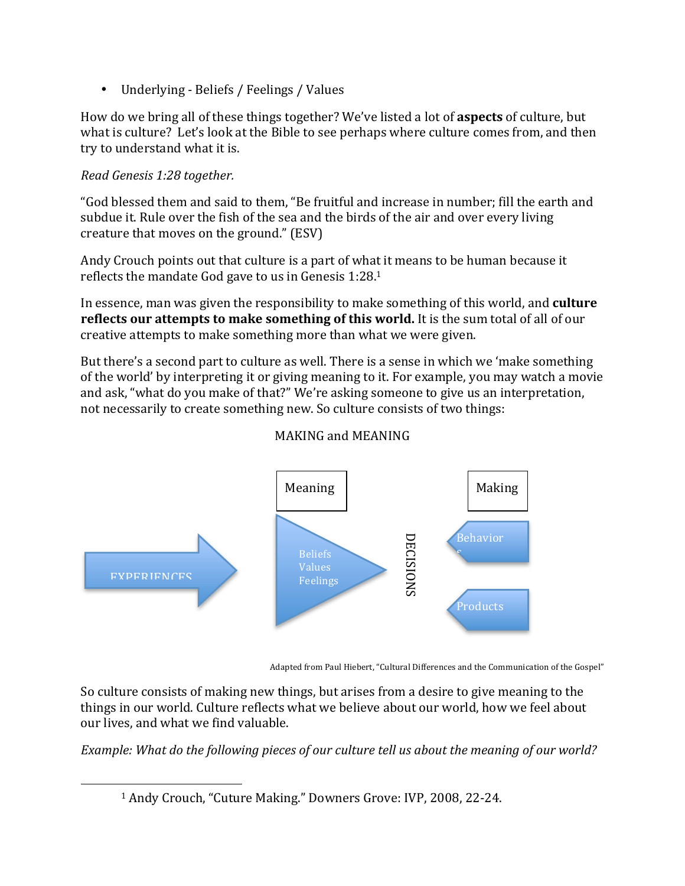- Underlying - Beliefs / Feelings / Values

How do we bring all of these things together? We've listed a lot of **aspects** of culture, but what is culture? Let's look at the Bible to see perhaps where culture comes from, and then try to understand what it is.

*Read Genesis 1:28 together.*

"God blessed them and said to them, "Be fruitful and increase in number; fill the earth and subdue it. Rule over the fish of the sea and the birds of the air and over every living creature that moves on the ground." (ESV)

Andy Crouch points out that culture is a part of what it means to be human because it reflects the mandate God gave to us in Genesis 1:28.[1]

In essence, man was given the responsibility to make something of this world, and **culture reflects our attempts to make something of this world.** It is the sum total of all of our creative attempts to make something more than what we were given.

But there's a second part to culture as well. There is a sense in which we 'make something of the world' by interpreting it or giving meaning to it. For example, you may watch a movie and ask, "what do you make of that?" We're asking someone to give us an interpretation, not necessarily to create something new. So culture consists of two things:

MAKING and MEANING

Meaning | Making

EXPERIENCES → Beliefs / Values / Feelings → DECISIONS → Behaviors / Products

Adapted from Paul Hiebert, "Cultural Differences and the Communication of the Gospel"

So culture consists of making new things, but arises from a desire to give meaning to the things in our world. Culture reflects what we believe about our world, how we feel about our lives, and what we find valuable.

*Example: What do the following pieces of our culture tell us about the meaning of our world?*

---

[1] Andy Crouch, "Cuture Making." Downers Grove: IVP, 2008, 22-24.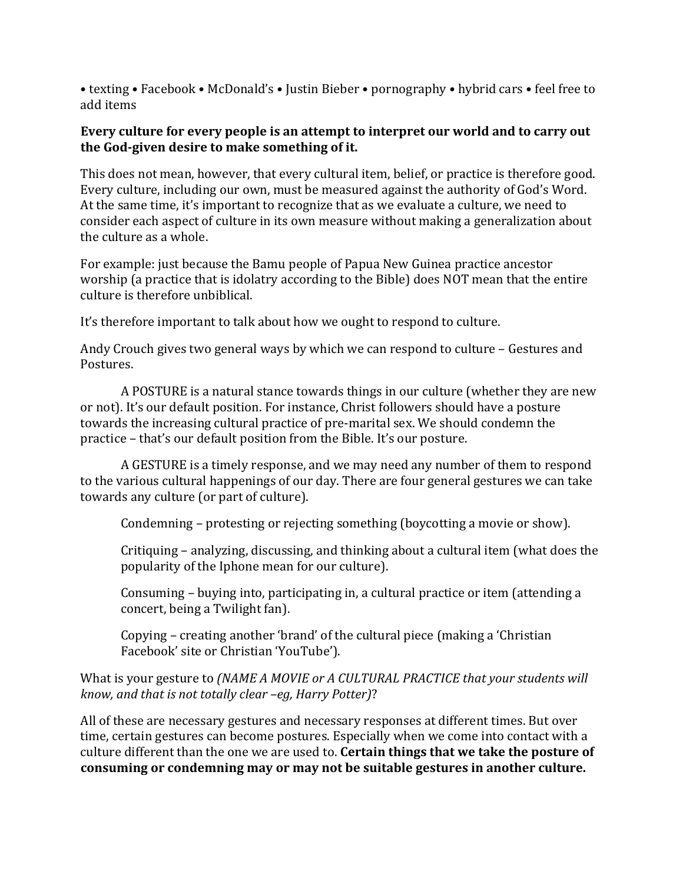• texting • Facebook • McDonald's • Justin Bieber • pornography • hybrid cars • feel free to add items

**Every culture for every people is an attempt to interpret our world and to carry out the God-given desire to make something of it.**

This does not mean, however, that every cultural item, belief, or practice is therefore good. Every culture, including our own, must be measured against the authority of God's Word. At the same time, it's important to recognize that as we evaluate a culture, we need to consider each aspect of culture in its own measure without making a generalization about the culture as a whole.

For example: just because the Bamu people of Papua New Guinea practice ancestor worship (a practice that is idolatry according to the Bible) does NOT mean that the entire culture is therefore unbiblical.

It's therefore important to talk about how we ought to respond to culture.

Andy Crouch gives two general ways by which we can respond to culture – Gestures and Postures.

A POSTURE is a natural stance towards things in our culture (whether they are new or not). It's our default position. For instance, Christ followers should have a posture towards the increasing cultural practice of pre-marital sex. We should condemn the practice – that's our default position from the Bible. It's our posture.

A GESTURE is a timely response, and we may need any number of them to respond to the various cultural happenings of our day. There are four general gestures we can take towards any culture (or part of culture).

> Condemning – protesting or rejecting something (boycotting a movie or show).
>
> Critiquing – analyzing, discussing, and thinking about a cultural item (what does the popularity of the Iphone mean for our culture).
>
> Consuming – buying into, participating in, a cultural practice or item (attending a concert, being a Twilight fan).
>
> Copying – creating another 'brand' of the cultural piece (making a 'Christian Facebook' site or Christian 'YouTube').

What is your gesture to *(NAME A MOVIE or A CULTURAL PRACTICE that your students will know, and that is not totally clear –eg, Harry Potter)*?

All of these are necessary gestures and necessary responses at different times. But over time, certain gestures can become postures. Especially when we come into contact with a culture different than the one we are used to. **Certain things that we take the posture of consuming or condemning may or may not be suitable gestures in another culture.**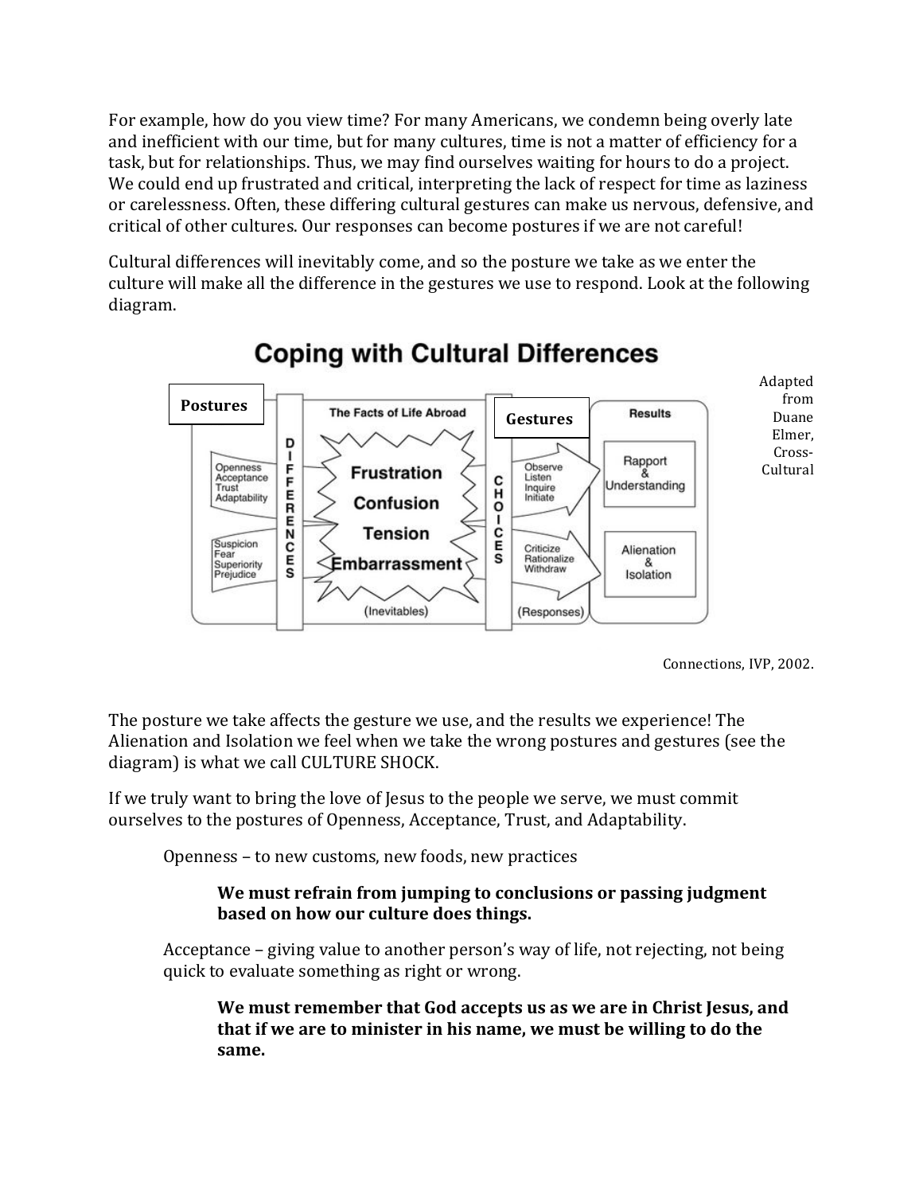For example, how do you view time? For many Americans, we condemn being overly late and inefficient with our time, but for many cultures, time is not a matter of efficiency for a task, but for relationships. Thus, we may find ourselves waiting for hours to do a project. We could end up frustrated and critical, interpreting the lack of respect for time as laziness or carelessness. Often, these differing cultural gestures can make us nervous, defensive, and critical of other cultures. Our responses can become postures if we are not careful!

Cultural differences will inevitably come, and so the posture we take as we enter the culture will make all the difference in the gestures we use to respond. Look at the following diagram.

**Coping with Cultural Differences**

| Postures | | The Facts of Life Abroad | | Gestures | Results |
|---|---|---|---|---|---|
| Openness, Acceptance, Trust, Adaptability | DIFFERENCES | Frustration, Confusion, Tension, Embarrassment | CHOICES | Observe, Listen, Inquire, Initiate | Rapport & Understanding |
| Suspicion, Fear, Superiority, Prejudice | | | | Criticize, Rationalize, Withdraw | Alienation & Isolation |
| | | (Inevitables) | | (Responses) | |

Adapted from Duane Elmer, Cross-Cultural Connections, IVP, 2002.

The posture we take affects the gesture we use, and the results we experience! The Alienation and Isolation we feel when we take the wrong postures and gestures (see the diagram) is what we call CULTURE SHOCK.

If we truly want to bring the love of Jesus to the people we serve, we must commit ourselves to the postures of Openness, Acceptance, Trust, and Adaptability.

Openness – to new customs, new foods, new practices

> **We must refrain from jumping to conclusions or passing judgment based on how our culture does things.**

Acceptance – giving value to another person's way of life, not rejecting, not being quick to evaluate something as right or wrong.

> **We must remember that God accepts us as we are in Christ Jesus, and that if we are to minister in his name, we must be willing to do the same.**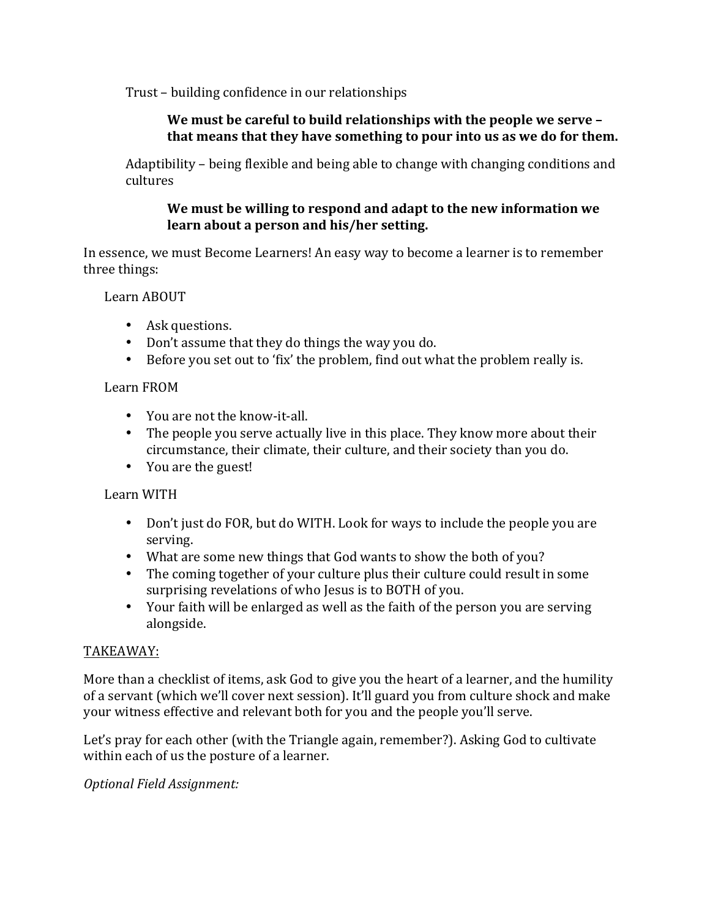Trust – building confidence in our relationships

> **We must be careful to build relationships with the people we serve – that means that they have something to pour into us as we do for them.**

Adaptibility – being flexible and being able to change with changing conditions and cultures

> **We must be willing to respond and adapt to the new information we learn about a person and his/her setting.**

In essence, we must Become Learners! An easy way to become a learner is to remember three things:

Learn ABOUT

- Ask questions.
- Don't assume that they do things the way you do.
- Before you set out to 'fix' the problem, find out what the problem really is.

Learn FROM

- You are not the know-it-all.
- The people you serve actually live in this place. They know more about their circumstance, their climate, their culture, and their society than you do.
- You are the guest!

Learn WITH

- Don't just do FOR, but do WITH. Look for ways to include the people you are serving.
- What are some new things that God wants to show the both of you?
- The coming together of your culture plus their culture could result in some surprising revelations of who Jesus is to BOTH of you.
- Your faith will be enlarged as well as the faith of the person you are serving alongside.

<u>TAKEAWAY:</u>

More than a checklist of items, ask God to give you the heart of a learner, and the humility of a servant (which we'll cover next session). It'll guard you from culture shock and make your witness effective and relevant both for you and the people you'll serve.

Let's pray for each other (with the Triangle again, remember?). Asking God to cultivate within each of us the posture of a learner.

*Optional Field Assignment:*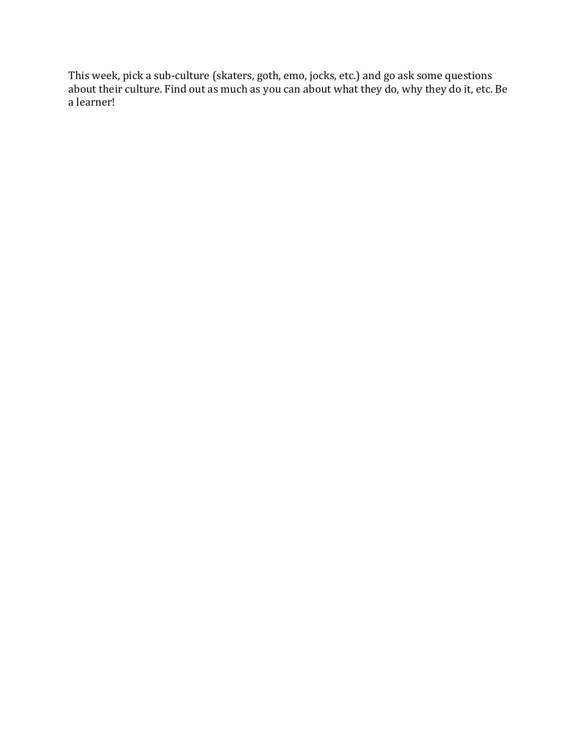This week, pick a sub-culture (skaters, goth, emo, jocks, etc.) and go ask some questions about their culture. Find out as much as you can about what they do, why they do it, etc. Be a learner!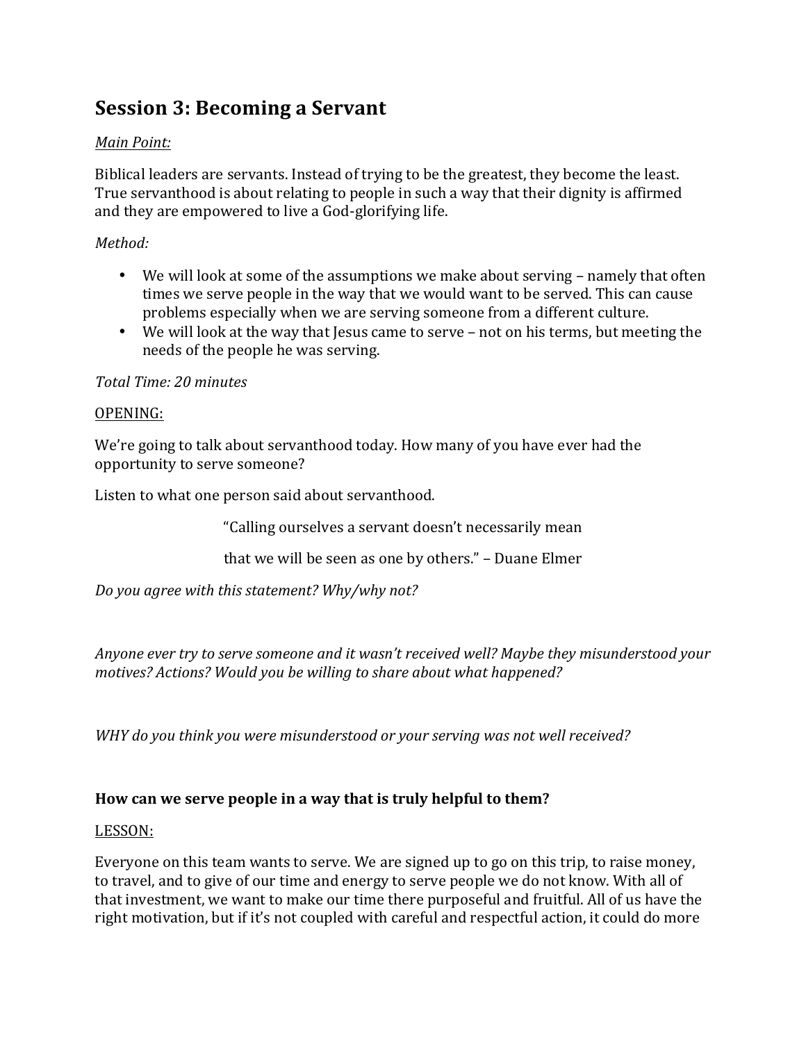## Session 3: Becoming a Servant

*Main Point:*

Biblical leaders are servants. Instead of trying to be the greatest, they become the least. True servanthood is about relating to people in such a way that their dignity is affirmed and they are empowered to live a God-glorifying life.

*Method:*

- We will look at some of the assumptions we make about serving – namely that often times we serve people in the way that we would want to be served. This can cause problems especially when we are serving someone from a different culture.
- We will look at the way that Jesus came to serve – not on his terms, but meeting the needs of the people he was serving.

*Total Time: 20 minutes*

OPENING:

We're going to talk about servanthood today. How many of you have ever had the opportunity to serve someone?

Listen to what one person said about servanthood.

> "Calling ourselves a servant doesn't necessarily mean
>
> that we will be seen as one by others." – Duane Elmer

*Do you agree with this statement? Why/why not?*

*Anyone ever try to serve someone and it wasn't received well? Maybe they misunderstood your motives? Actions? Would you be willing to share about what happened?*

*WHY do you think you were misunderstood or your serving was not well received?*

**How can we serve people in a way that is truly helpful to them?**

LESSON:

Everyone on this team wants to serve. We are signed up to go on this trip, to raise money, to travel, and to give of our time and energy to serve people we do not know. With all of that investment, we want to make our time there purposeful and fruitful. All of us have the right motivation, but if it's not coupled with careful and respectful action, it could do more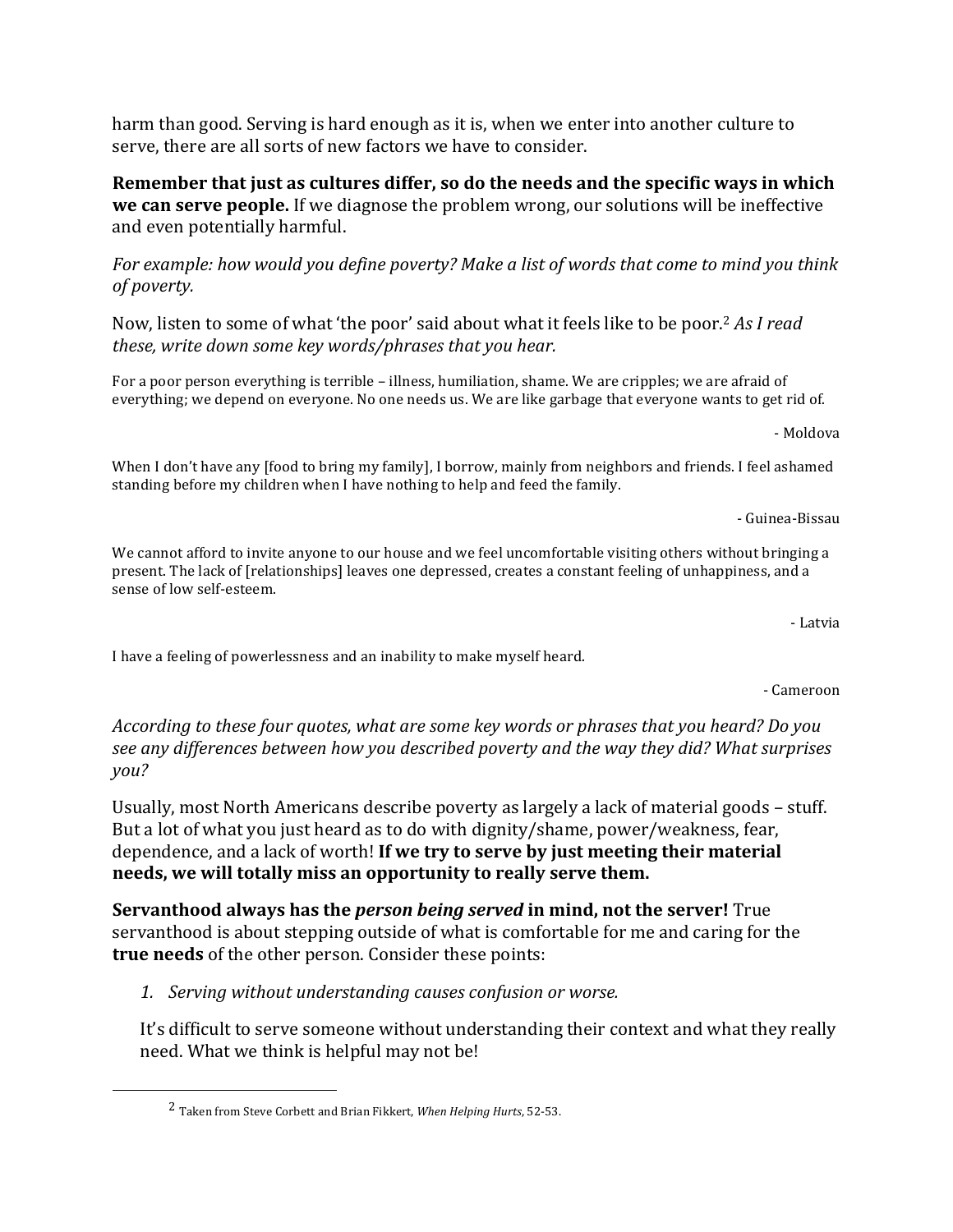harm than good. Serving is hard enough as it is, when we enter into another culture to serve, there are all sorts of new factors we have to consider.

**Remember that just as cultures differ, so do the needs and the specific ways in which we can serve people.** If we diagnose the problem wrong, our solutions will be ineffective and even potentially harmful.

*For example: how would you define poverty? Make a list of words that come to mind you think of poverty.*

Now, listen to some of what 'the poor' said about what it feels like to be poor.[2] *As I read these, write down some key words/phrases that you hear.*

For a poor person everything is terrible – illness, humiliation, shame. We are cripples; we are afraid of everything; we depend on everyone. No one needs us. We are like garbage that everyone wants to get rid of.

- Moldova

When I don't have any [food to bring my family], I borrow, mainly from neighbors and friends. I feel ashamed standing before my children when I have nothing to help and feed the family.

- Guinea-Bissau

We cannot afford to invite anyone to our house and we feel uncomfortable visiting others without bringing a present. The lack of [relationships] leaves one depressed, creates a constant feeling of unhappiness, and a sense of low self-esteem.

- Latvia

I have a feeling of powerlessness and an inability to make myself heard.

- Cameroon

*According to these four quotes, what are some key words or phrases that you heard? Do you see any differences between how you described poverty and the way they did? What surprises you?*

Usually, most North Americans describe poverty as largely a lack of material goods – stuff. But a lot of what you just heard as to do with dignity/shame, power/weakness, fear, dependence, and a lack of worth! **If we try to serve by just meeting their material needs, we will totally miss an opportunity to really serve them.**

**Servanthood always has the *person being served* in mind, not the server!** True servanthood is about stepping outside of what is comfortable for me and caring for the **true needs** of the other person. Consider these points:

1. *Serving without understanding causes confusion or worse.*

It's difficult to serve someone without understanding their context and what they really need. What we think is helpful may not be!

---

[2] Taken from Steve Corbett and Brian Fikkert, *When Helping Hurts*, 52-53.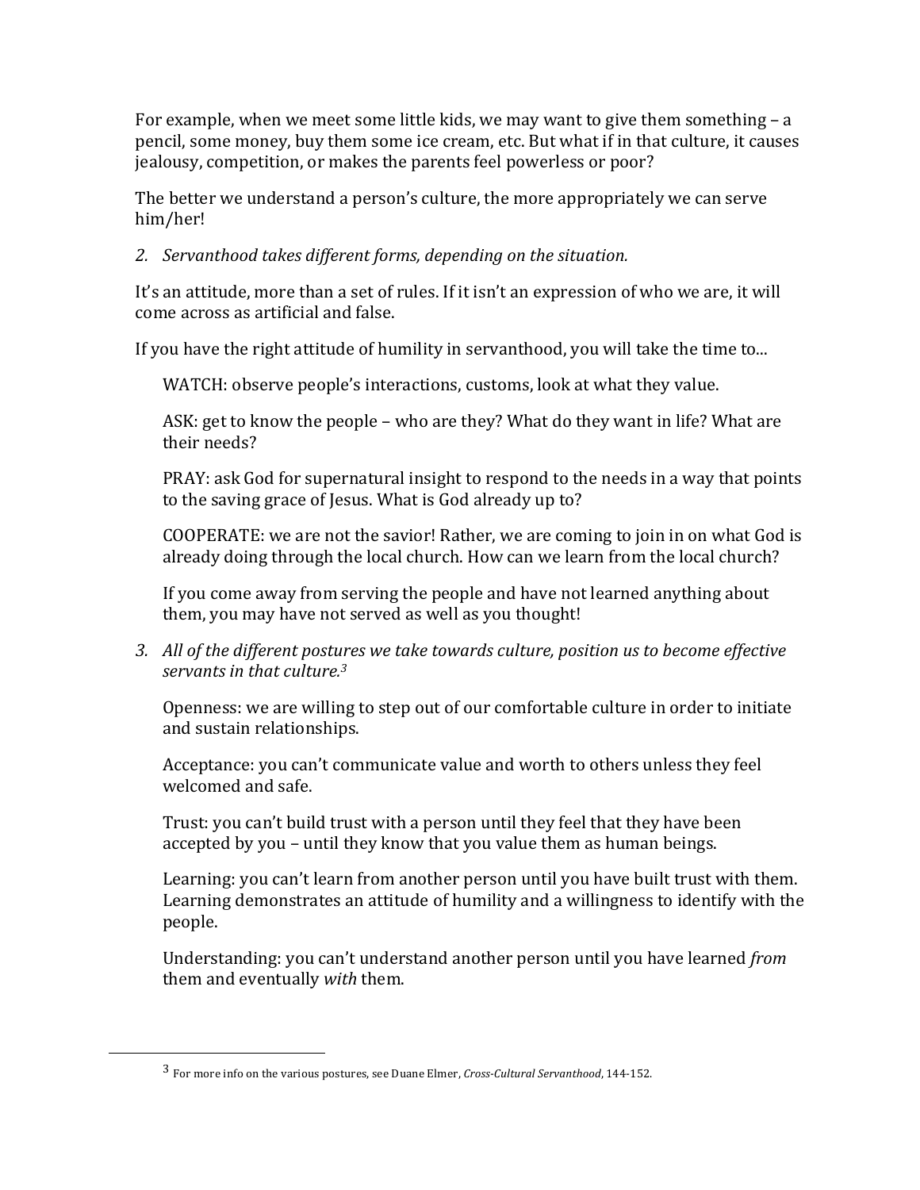For example, when we meet some little kids, we may want to give them something – a pencil, some money, buy them some ice cream, etc. But what if in that culture, it causes jealousy, competition, or makes the parents feel powerless or poor?

The better we understand a person's culture, the more appropriately we can serve him/her!

*2. Servanthood takes different forms, depending on the situation.*

It's an attitude, more than a set of rules. If it isn't an expression of who we are, it will come across as artificial and false.

If you have the right attitude of humility in servanthood, you will take the time to...

WATCH: observe people's interactions, customs, look at what they value.

ASK: get to know the people – who are they? What do they want in life? What are their needs?

PRAY: ask God for supernatural insight to respond to the needs in a way that points to the saving grace of Jesus. What is God already up to?

COOPERATE: we are not the savior! Rather, we are coming to join in on what God is already doing through the local church. How can we learn from the local church?

If you come away from serving the people and have not learned anything about them, you may have not served as well as you thought!

*3. All of the different postures we take towards culture, position us to become effective servants in that culture.*[3]

Openness: we are willing to step out of our comfortable culture in order to initiate and sustain relationships.

Acceptance: you can't communicate value and worth to others unless they feel welcomed and safe.

Trust: you can't build trust with a person until they feel that they have been accepted by you – until they know that you value them as human beings.

Learning: you can't learn from another person until you have built trust with them. Learning demonstrates an attitude of humility and a willingness to identify with the people.

Understanding: you can't understand another person until you have learned *from* them and eventually *with* them.

---

[3] For more info on the various postures, see Duane Elmer, *Cross-Cultural Servanthood*, 144-152.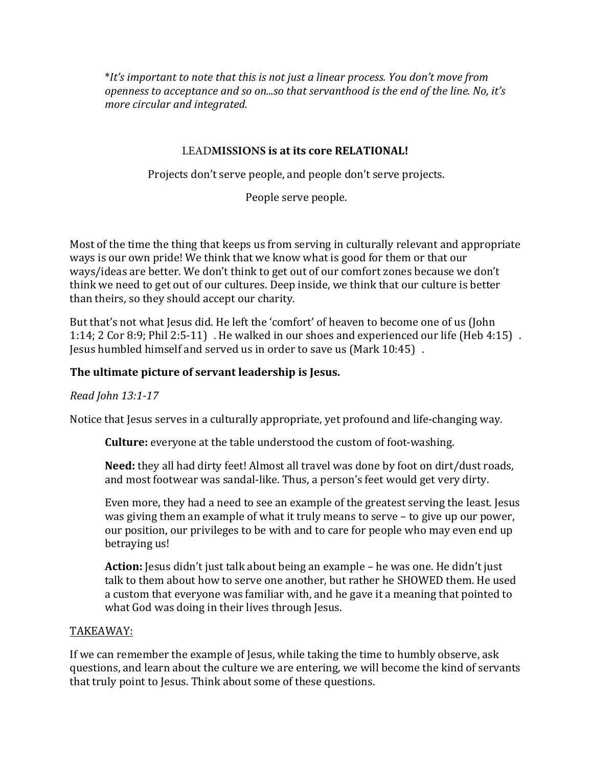*\*It's important to note that this is not just a linear process. You don't move from openness to acceptance and so on...so that servanthood is the end of the line. No, it's more circular and integrated.*

LEAD**MISSIONS is at its core RELATIONAL!**

Projects don't serve people, and people don't serve projects.

People serve people.

Most of the time the thing that keeps us from serving in culturally relevant and appropriate ways is our own pride! We think that we know what is good for them or that our ways/ideas are better. We don't think to get out of our comfort zones because we don't think we need to get out of our cultures. Deep inside, we think that our culture is better than theirs, so they should accept our charity.

But that's not what Jesus did. He left the 'comfort' of heaven to become one of us (John 1:14; 2 Cor 8:9; Phil 2:5-11) . He walked in our shoes and experienced our life (Heb 4:15) . Jesus humbled himself and served us in order to save us (Mark 10:45) .

**The ultimate picture of servant leadership is Jesus.**

*Read John 13:1-17*

Notice that Jesus serves in a culturally appropriate, yet profound and life-changing way.

> **Culture:** everyone at the table understood the custom of foot-washing.
>
> **Need:** they all had dirty feet! Almost all travel was done by foot on dirt/dust roads, and most footwear was sandal-like. Thus, a person's feet would get very dirty.
>
> Even more, they had a need to see an example of the greatest serving the least. Jesus was giving them an example of what it truly means to serve – to give up our power, our position, our privileges to be with and to care for people who may even end up betraying us!
>
> **Action:** Jesus didn't just talk about being an example – he was one. He didn't just talk to them about how to serve one another, but rather he SHOWED them. He used a custom that everyone was familiar with, and he gave it a meaning that pointed to what God was doing in their lives through Jesus.

<u>TAKEAWAY:</u>

If we can remember the example of Jesus, while taking the time to humbly observe, ask questions, and learn about the culture we are entering, we will become the kind of servants that truly point to Jesus. Think about some of these questions.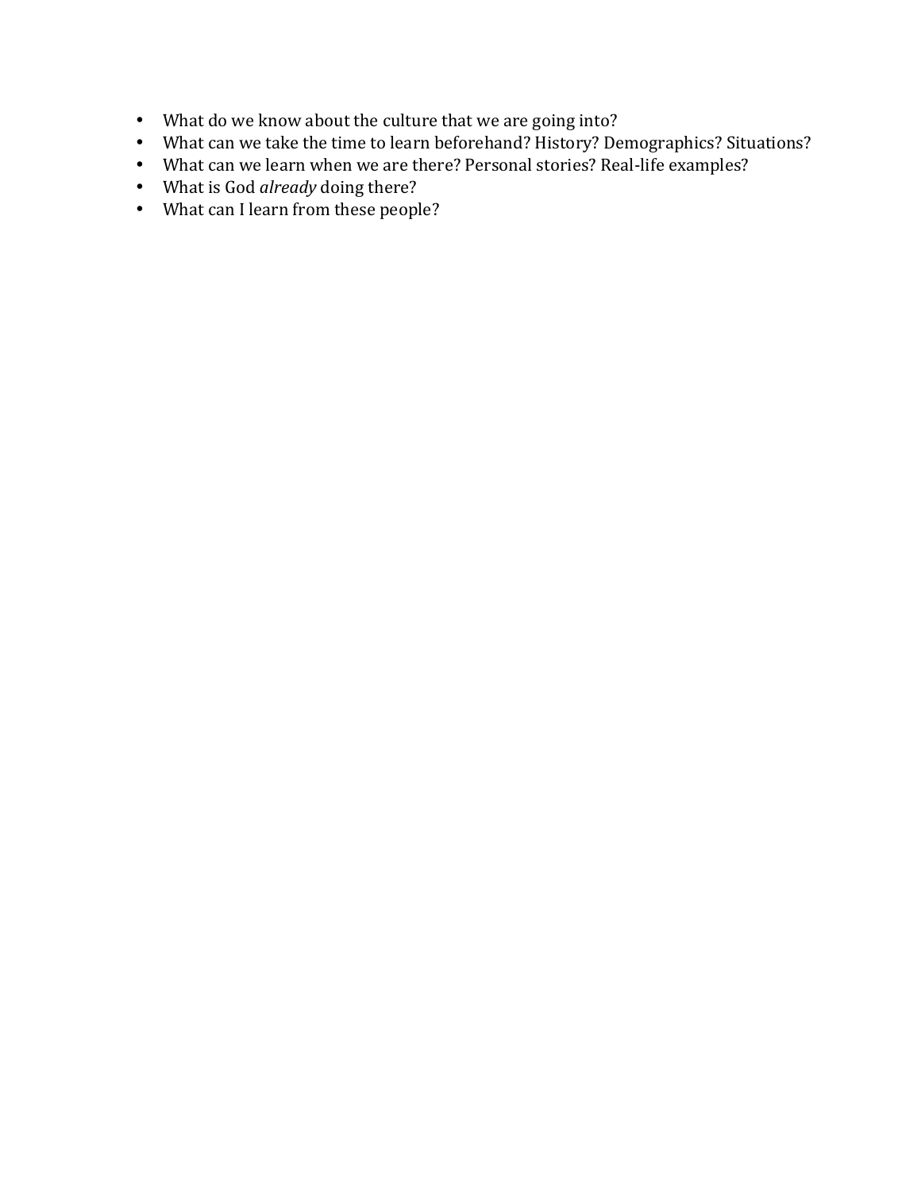- What do we know about the culture that we are going into?
- What can we take the time to learn beforehand? History? Demographics? Situations?
- What can we learn when we are there? Personal stories? Real-life examples?
- What is God *already* doing there?
- What can I learn from these people?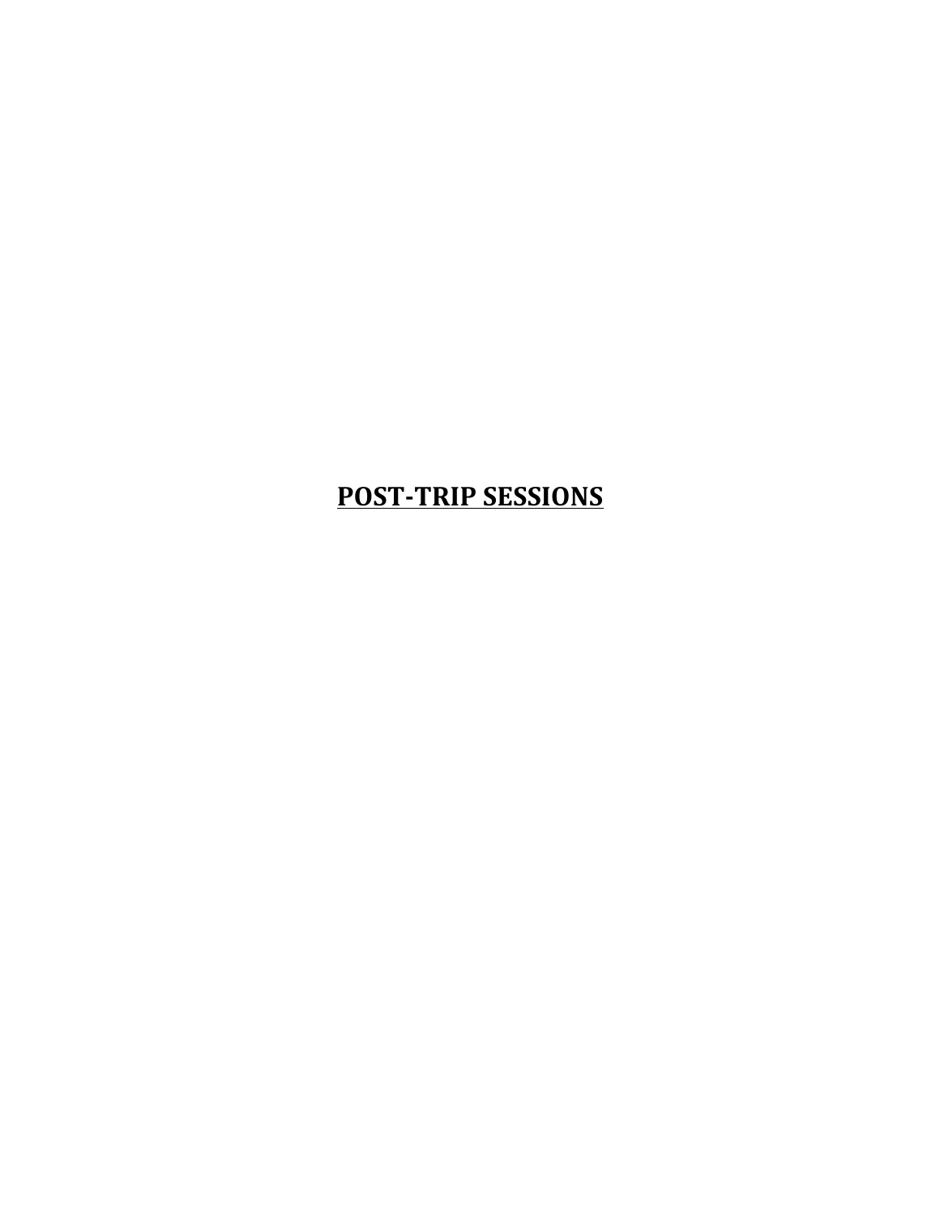# **POST-TRIP SESSIONS**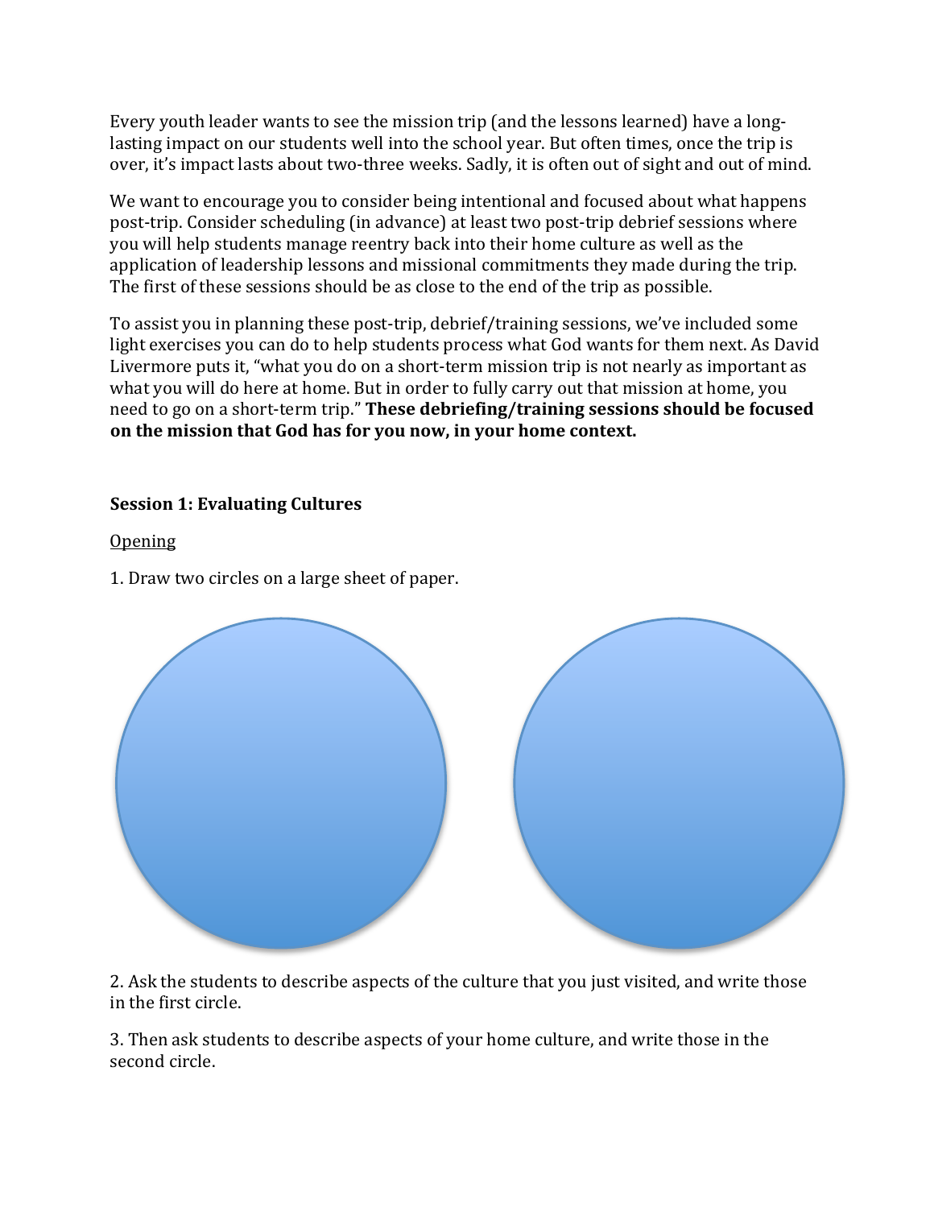Every youth leader wants to see the mission trip (and the lessons learned) have a long-lasting impact on our students well into the school year. But often times, once the trip is over, it's impact lasts about two-three weeks. Sadly, it is often out of sight and out of mind.

We want to encourage you to consider being intentional and focused about what happens post-trip. Consider scheduling (in advance) at least two post-trip debrief sessions where you will help students manage reentry back into their home culture as well as the application of leadership lessons and missional commitments they made during the trip. The first of these sessions should be as close to the end of the trip as possible.

To assist you in planning these post-trip, debrief/training sessions, we've included some light exercises you can do to help students process what God wants for them next. As David Livermore puts it, "what you do on a short-term mission trip is not nearly as important as what you will do here at home. But in order to fully carry out that mission at home, you need to go on a short-term trip." **These debriefing/training sessions should be focused on the mission that God has for you now, in your home context.**

**Session 1: Evaluating Cultures**

Opening

1. Draw two circles on a large sheet of paper.

2. Ask the students to describe aspects of the culture that you just visited, and write those in the first circle.

3. Then ask students to describe aspects of your home culture, and write those in the second circle.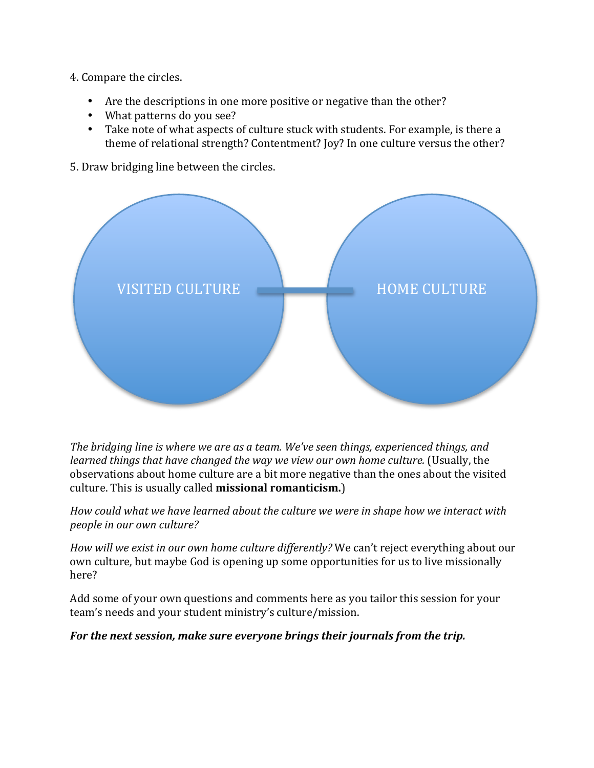4. Compare the circles.

- Are the descriptions in one more positive or negative than the other?
- What patterns do you see?
- Take note of what aspects of culture stuck with students. For example, is there a theme of relational strength? Contentment? Joy? In one culture versus the other?

5. Draw bridging line between the circles.

VISITED CULTURE — HOME CULTURE

*The bridging line is where we are as a team. We've seen things, experienced things, and learned things that have changed the way we view our own home culture.* (Usually, the observations about home culture are a bit more negative than the ones about the visited culture. This is usually called **missional romanticism.**)

*How could what we have learned about the culture we were in shape how we interact with people in our own culture?*

*How will we exist in our own home culture differently?* We can't reject everything about our own culture, but maybe God is opening up some opportunities for us to live missionally here?

Add some of your own questions and comments here as you tailor this session for your team's needs and your student ministry's culture/mission.

***For the next session, make sure everyone brings their journals from the trip.***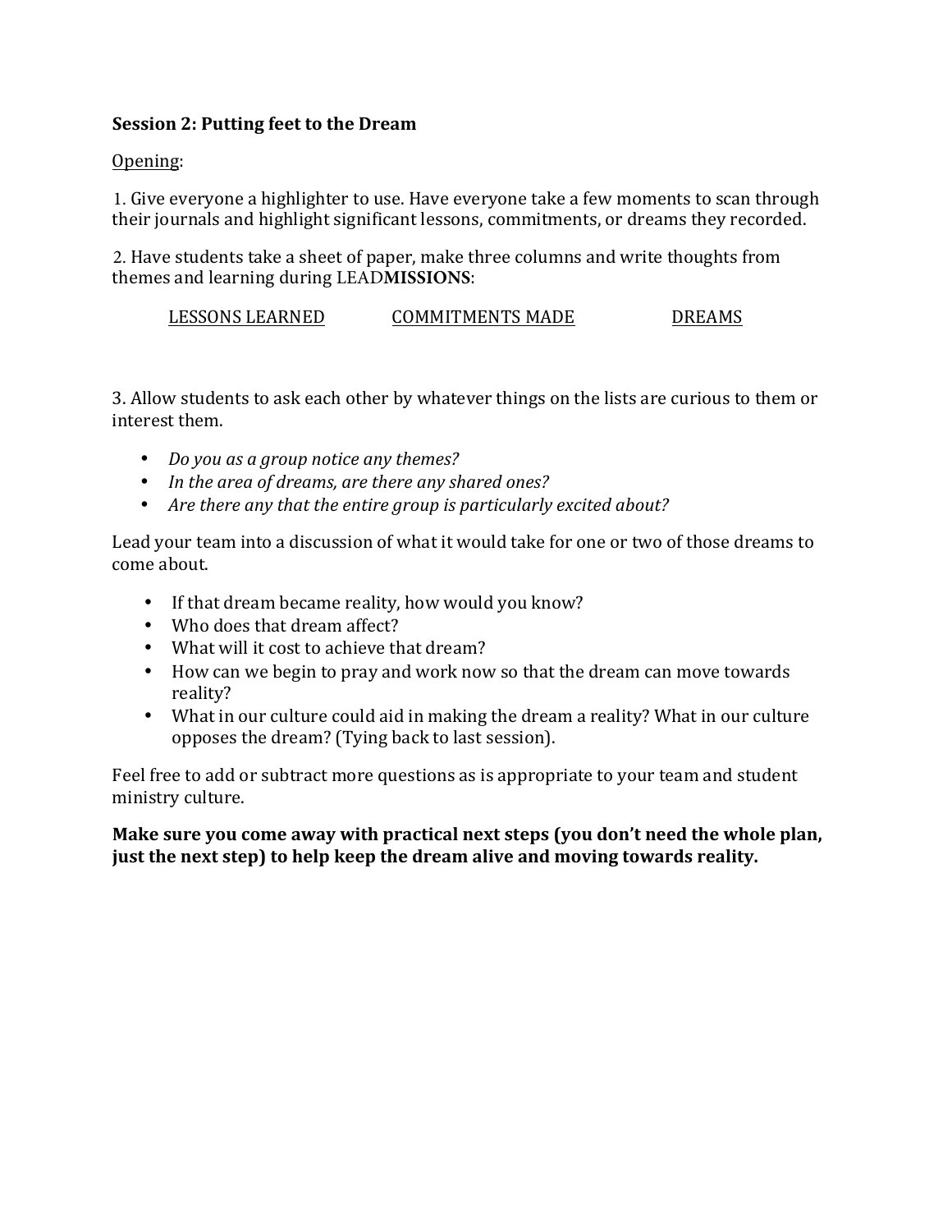**Session 2: Putting feet to the Dream**

Opening:

1. Give everyone a highlighter to use. Have everyone take a few moments to scan through their journals and highlight significant lessons, commitments, or dreams they recorded.

2. Have students take a sheet of paper, make three columns and write thoughts from themes and learning during LEAD**MISSIONS**:

| LESSONS LEARNED | COMMITMENTS MADE | DREAMS |
|---|---|---|

3. Allow students to ask each other by whatever things on the lists are curious to them or interest them.

- *Do you as a group notice any themes?*
- *In the area of dreams, are there any shared ones?*
- *Are there any that the entire group is particularly excited about?*

Lead your team into a discussion of what it would take for one or two of those dreams to come about.

- If that dream became reality, how would you know?
- Who does that dream affect?
- What will it cost to achieve that dream?
- How can we begin to pray and work now so that the dream can move towards reality?
- What in our culture could aid in making the dream a reality? What in our culture opposes the dream? (Tying back to last session).

Feel free to add or subtract more questions as is appropriate to your team and student ministry culture.

**Make sure you come away with practical next steps (you don't need the whole plan, just the next step) to help keep the dream alive and moving towards reality.**